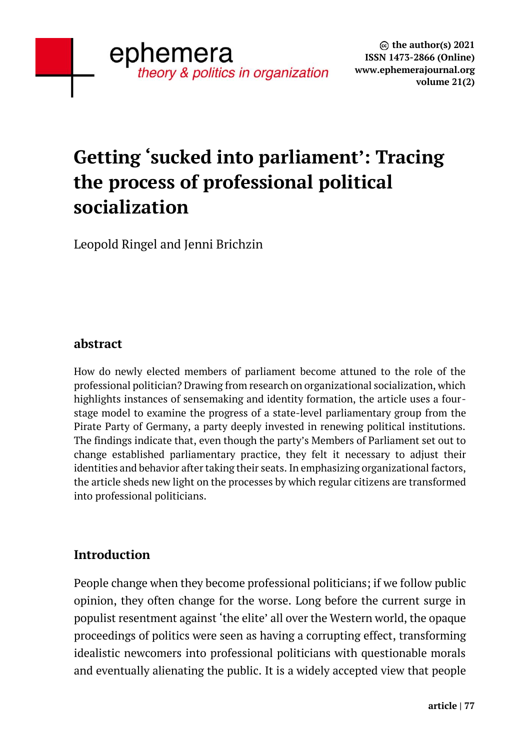# Getting 'sucked into parliament': Tracing the process of professional political socialization

Leopold Ringel and Jenni Brichzin

## abstract

How do newly elected members of parliament become attuned to the role of the professional politician? Drawing from research on organizational socialization, which highlights instances of sensemaking and identity formation, the article uses a four-stage model to examine the progress of a state-level parliamentary group from the Pirate Party of Germany, a party deeply invested in renewing political institutions. The findings indicate that, even though the party's Members of Parliament set out to change established parliamentary practice, they felt it necessary to adjust their identities and behavior after taking their seats. In emphasizing organizational factors, the article sheds new light on the processes by which regular citizens are transformed into professional politicians.

## Introduction

People change when they become professional politicians; if we follow public opinion, they often change for the worse. Long before the current surge in populist resentment against 'the elite' all over the Western world, the opaque proceedings of politics were seen as having a corrupting effect, transforming idealistic newcomers into professional politicians with questionable morals and eventually alienating the public. It is a widely accepted view that people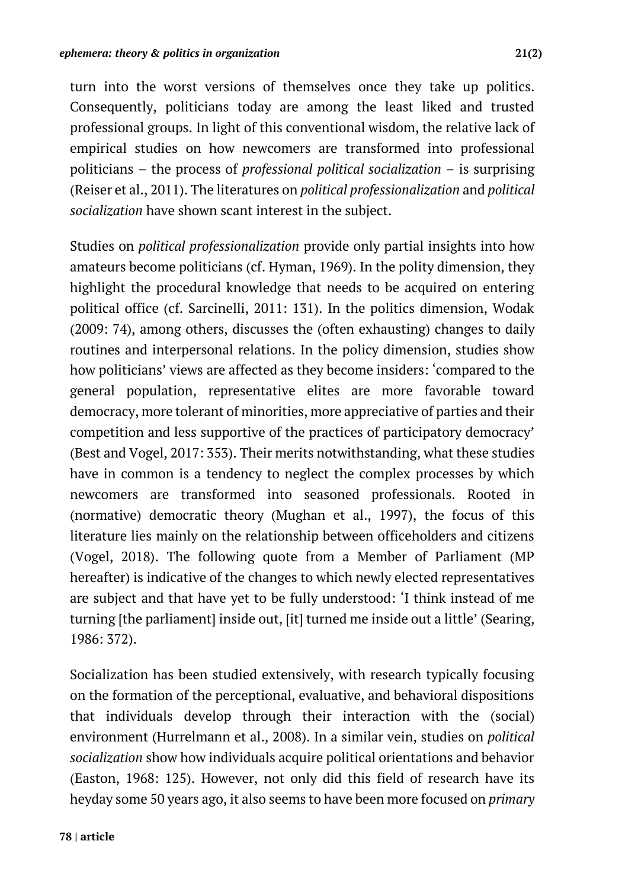turn into the worst versions of themselves once they take up politics. Consequently, politicians today are among the least liked and trusted professional groups. In light of this conventional wisdom, the relative lack of empirical studies on how newcomers are transformed into professional politicians – the process of *professional political socialization* – is surprising (Reiser et al., 2011). The literatures on *political professionalization* and *political socialization* have shown scant interest in the subject.

Studies on *political professionalization* provide only partial insights into how amateurs become politicians (cf. Hyman, 1969). In the polity dimension, they highlight the procedural knowledge that needs to be acquired on entering political office (cf. Sarcinelli, 2011: 131). In the politics dimension, Wodak (2009: 74), among others, discusses the (often exhausting) changes to daily routines and interpersonal relations. In the policy dimension, studies show how politicians' views are affected as they become insiders: 'compared to the general population, representative elites are more favorable toward democracy, more tolerant of minorities, more appreciative of parties and their competition and less supportive of the practices of participatory democracy' (Best and Vogel, 2017: 353). Their merits notwithstanding, what these studies have in common is a tendency to neglect the complex processes by which newcomers are transformed into seasoned professionals. Rooted in (normative) democratic theory (Mughan et al., 1997), the focus of this literature lies mainly on the relationship between officeholders and citizens (Vogel, 2018). The following quote from a Member of Parliament (MP hereafter) is indicative of the changes to which newly elected representatives are subject and that have yet to be fully understood: 'I think instead of me turning [the parliament] inside out, [it] turned me inside out a little' (Searing, 1986: 372).

Socialization has been studied extensively, with research typically focusing on the formation of the perceptional, evaluative, and behavioral dispositions that individuals develop through their interaction with the (social) environment (Hurrelmann et al., 2008). In a similar vein, studies on *political socialization* show how individuals acquire political orientations and behavior (Easton, 1968: 125). However, not only did this field of research have its heyday some 50 years ago, it also seems to have been more focused on *primary*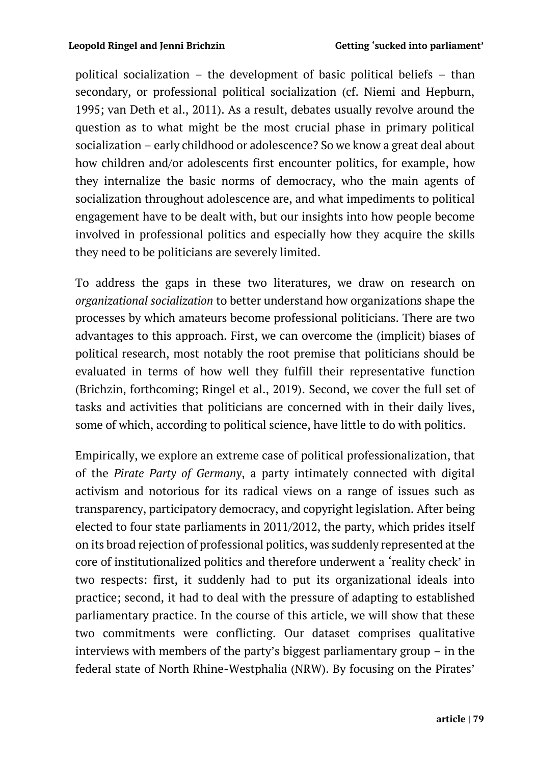political socialization – the development of basic political beliefs – than secondary, or professional political socialization (cf. Niemi and Hepburn, 1995; van Deth et al., 2011). As a result, debates usually revolve around the question as to what might be the most crucial phase in primary political socialization – early childhood or adolescence? So we know a great deal about how children and/or adolescents first encounter politics, for example, how they internalize the basic norms of democracy, who the main agents of socialization throughout adolescence are, and what impediments to political engagement have to be dealt with, but our insights into how people become involved in professional politics and especially how they acquire the skills they need to be politicians are severely limited.

To address the gaps in these two literatures, we draw on research on *organizational socialization* to better understand how organizations shape the processes by which amateurs become professional politicians. There are two advantages to this approach. First, we can overcome the (implicit) biases of political research, most notably the root premise that politicians should be evaluated in terms of how well they fulfill their representative function (Brichzin, forthcoming; Ringel et al., 2019). Second, we cover the full set of tasks and activities that politicians are concerned with in their daily lives, some of which, according to political science, have little to do with politics.

Empirically, we explore an extreme case of political professionalization, that of the *Pirate Party of Germany*, a party intimately connected with digital activism and notorious for its radical views on a range of issues such as transparency, participatory democracy, and copyright legislation. After being elected to four state parliaments in 2011/2012, the party, which prides itself on its broad rejection of professional politics, was suddenly represented at the core of institutionalized politics and therefore underwent a 'reality check' in two respects: first, it suddenly had to put its organizational ideals into practice; second, it had to deal with the pressure of adapting to established parliamentary practice. In the course of this article, we will show that these two commitments were conflicting. Our dataset comprises qualitative interviews with members of the party's biggest parliamentary group – in the federal state of North Rhine-Westphalia (NRW). By focusing on the Pirates'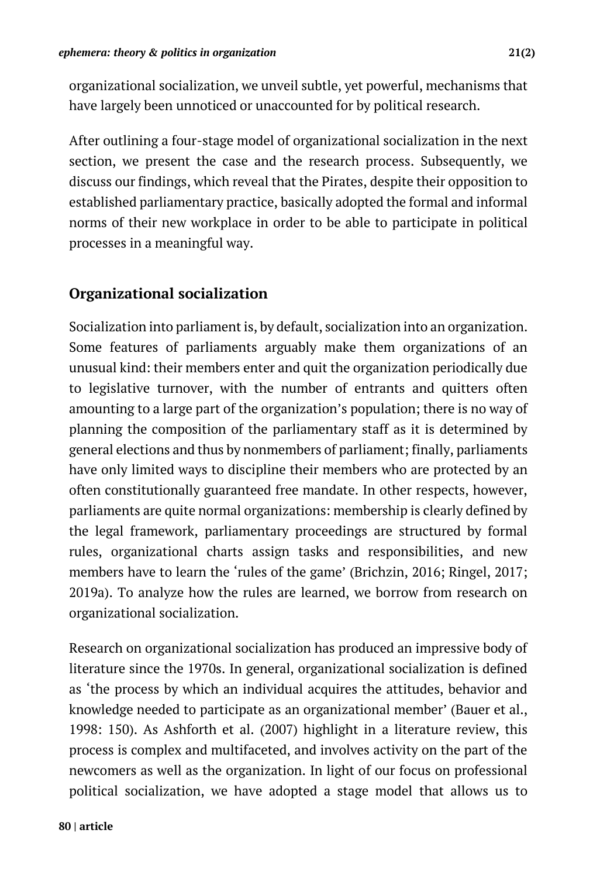organizational socialization, we unveil subtle, yet powerful, mechanisms that have largely been unnoticed or unaccounted for by political research.

After outlining a four-stage model of organizational socialization in the next section, we present the case and the research process. Subsequently, we discuss our findings, which reveal that the Pirates, despite their opposition to established parliamentary practice, basically adopted the formal and informal norms of their new workplace in order to be able to participate in political processes in a meaningful way.

## Organizational socialization

Socialization into parliament is, by default, socialization into an organization. Some features of parliaments arguably make them organizations of an unusual kind: their members enter and quit the organization periodically due to legislative turnover, with the number of entrants and quitters often amounting to a large part of the organization's population; there is no way of planning the composition of the parliamentary staff as it is determined by general elections and thus by nonmembers of parliament; finally, parliaments have only limited ways to discipline their members who are protected by an often constitutionally guaranteed free mandate. In other respects, however, parliaments are quite normal organizations: membership is clearly defined by the legal framework, parliamentary proceedings are structured by formal rules, organizational charts assign tasks and responsibilities, and new members have to learn the 'rules of the game' (Brichzin, 2016; Ringel, 2017; 2019a). To analyze how the rules are learned, we borrow from research on organizational socialization.

Research on organizational socialization has produced an impressive body of literature since the 1970s. In general, organizational socialization is defined as 'the process by which an individual acquires the attitudes, behavior and knowledge needed to participate as an organizational member' (Bauer et al., 1998: 150). As Ashforth et al. (2007) highlight in a literature review, this process is complex and multifaceted, and involves activity on the part of the newcomers as well as the organization. In light of our focus on professional political socialization, we have adopted a stage model that allows us to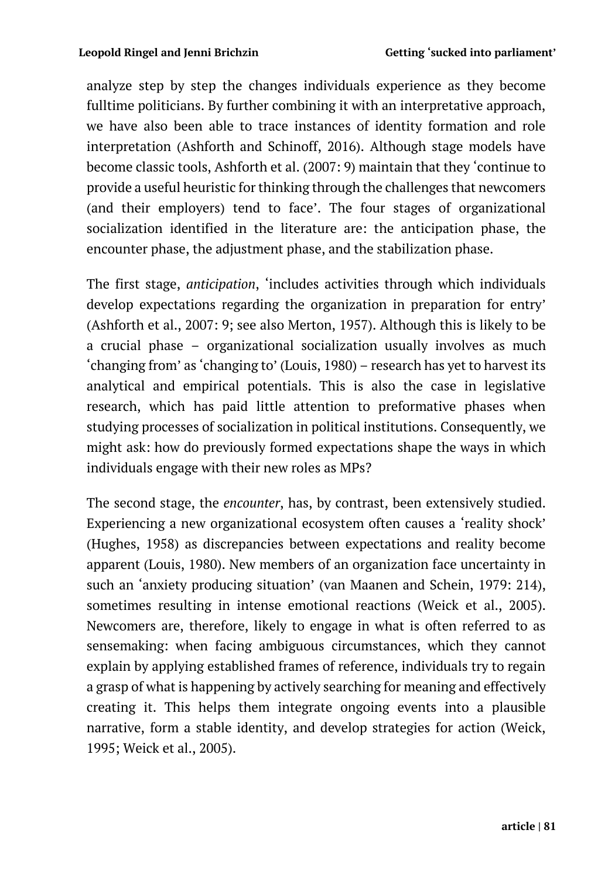analyze step by step the changes individuals experience as they become fulltime politicians. By further combining it with an interpretative approach, we have also been able to trace instances of identity formation and role interpretation (Ashforth and Schinoff, 2016). Although stage models have become classic tools, Ashforth et al. (2007: 9) maintain that they 'continue to provide a useful heuristic for thinking through the challenges that newcomers (and their employers) tend to face'. The four stages of organizational socialization identified in the literature are: the anticipation phase, the encounter phase, the adjustment phase, and the stabilization phase.

The first stage, *anticipation*, 'includes activities through which individuals develop expectations regarding the organization in preparation for entry' (Ashforth et al., 2007: 9; see also Merton, 1957). Although this is likely to be a crucial phase – organizational socialization usually involves as much 'changing from' as 'changing to' (Louis, 1980) – research has yet to harvest its analytical and empirical potentials. This is also the case in legislative research, which has paid little attention to preformative phases when studying processes of socialization in political institutions. Consequently, we might ask: how do previously formed expectations shape the ways in which individuals engage with their new roles as MPs?

The second stage, the *encounter*, has, by contrast, been extensively studied. Experiencing a new organizational ecosystem often causes a 'reality shock' (Hughes, 1958) as discrepancies between expectations and reality become apparent (Louis, 1980). New members of an organization face uncertainty in such an 'anxiety producing situation' (van Maanen and Schein, 1979: 214), sometimes resulting in intense emotional reactions (Weick et al., 2005). Newcomers are, therefore, likely to engage in what is often referred to as sensemaking: when facing ambiguous circumstances, which they cannot explain by applying established frames of reference, individuals try to regain a grasp of what is happening by actively searching for meaning and effectively creating it. This helps them integrate ongoing events into a plausible narrative, form a stable identity, and develop strategies for action (Weick, 1995; Weick et al., 2005).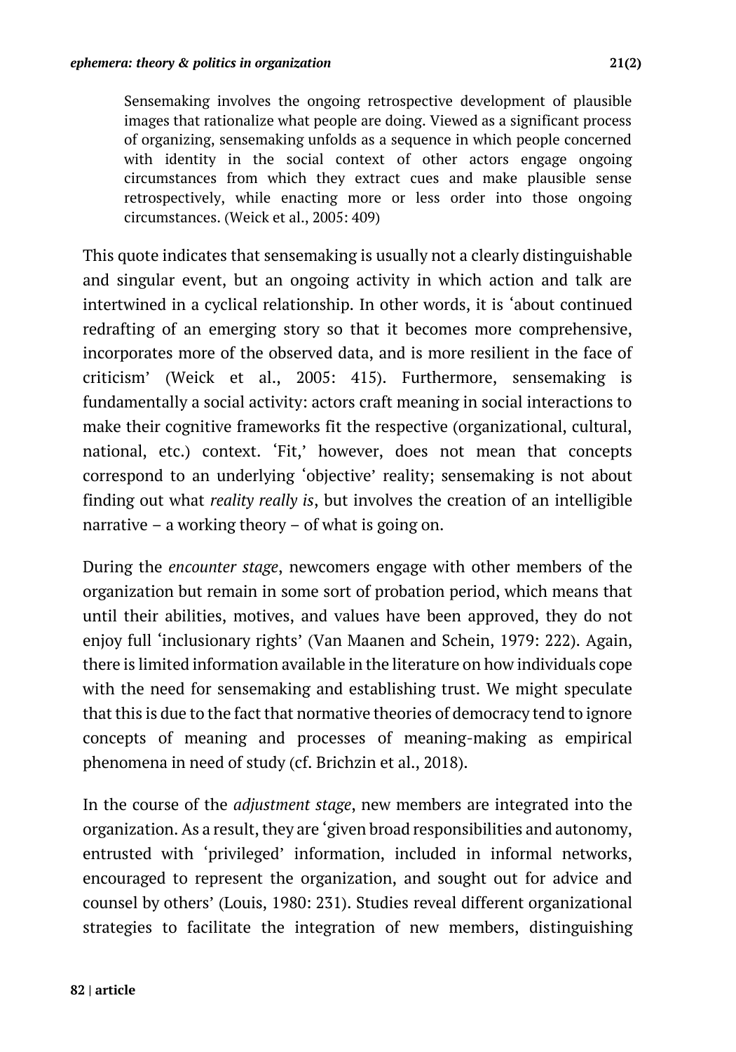> Sensemaking involves the ongoing retrospective development of plausible images that rationalize what people are doing. Viewed as a significant process of organizing, sensemaking unfolds as a sequence in which people concerned with identity in the social context of other actors engage ongoing circumstances from which they extract cues and make plausible sense retrospectively, while enacting more or less order into those ongoing circumstances. (Weick et al., 2005: 409)

This quote indicates that sensemaking is usually not a clearly distinguishable and singular event, but an ongoing activity in which action and talk are intertwined in a cyclical relationship. In other words, it is 'about continued redrafting of an emerging story so that it becomes more comprehensive, incorporates more of the observed data, and is more resilient in the face of criticism' (Weick et al., 2005: 415). Furthermore, sensemaking is fundamentally a social activity: actors craft meaning in social interactions to make their cognitive frameworks fit the respective (organizational, cultural, national, etc.) context. 'Fit,' however, does not mean that concepts correspond to an underlying 'objective' reality; sensemaking is not about finding out what *reality really is*, but involves the creation of an intelligible narrative – a working theory – of what is going on.

During the *encounter stage*, newcomers engage with other members of the organization but remain in some sort of probation period, which means that until their abilities, motives, and values have been approved, they do not enjoy full 'inclusionary rights' (Van Maanen and Schein, 1979: 222). Again, there is limited information available in the literature on how individuals cope with the need for sensemaking and establishing trust. We might speculate that this is due to the fact that normative theories of democracy tend to ignore concepts of meaning and processes of meaning-making as empirical phenomena in need of study (cf. Brichzin et al., 2018).

In the course of the *adjustment stage*, new members are integrated into the organization. As a result, they are 'given broad responsibilities and autonomy, entrusted with 'privileged' information, included in informal networks, encouraged to represent the organization, and sought out for advice and counsel by others' (Louis, 1980: 231). Studies reveal different organizational strategies to facilitate the integration of new members, distinguishing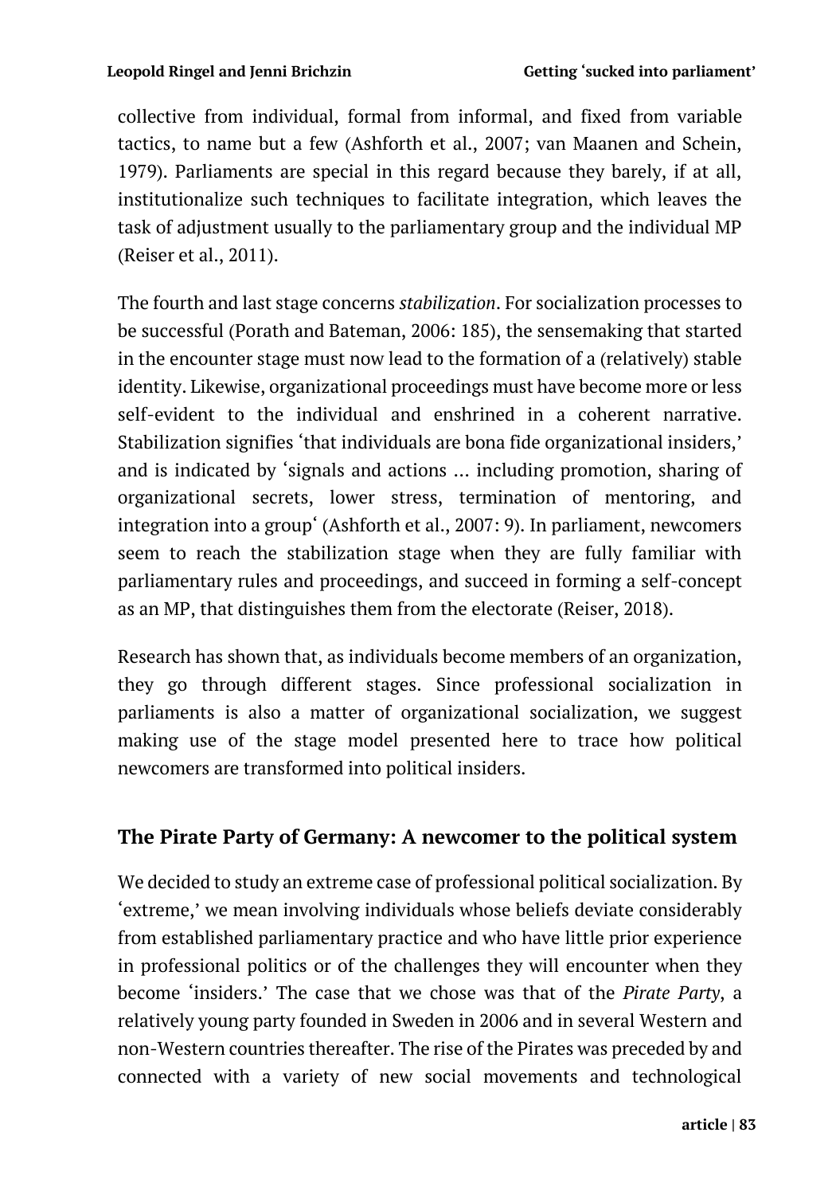collective from individual, formal from informal, and fixed from variable tactics, to name but a few (Ashforth et al., 2007; van Maanen and Schein, 1979). Parliaments are special in this regard because they barely, if at all, institutionalize such techniques to facilitate integration, which leaves the task of adjustment usually to the parliamentary group and the individual MP (Reiser et al., 2011).

The fourth and last stage concerns *stabilization*. For socialization processes to be successful (Porath and Bateman, 2006: 185), the sensemaking that started in the encounter stage must now lead to the formation of a (relatively) stable identity. Likewise, organizational proceedings must have become more or less self-evident to the individual and enshrined in a coherent narrative. Stabilization signifies 'that individuals are bona fide organizational insiders,' and is indicated by 'signals and actions … including promotion, sharing of organizational secrets, lower stress, termination of mentoring, and integration into a group' (Ashforth et al., 2007: 9). In parliament, newcomers seem to reach the stabilization stage when they are fully familiar with parliamentary rules and proceedings, and succeed in forming a self-concept as an MP, that distinguishes them from the electorate (Reiser, 2018).

Research has shown that, as individuals become members of an organization, they go through different stages. Since professional socialization in parliaments is also a matter of organizational socialization, we suggest making use of the stage model presented here to trace how political newcomers are transformed into political insiders.

## The Pirate Party of Germany: A newcomer to the political system

We decided to study an extreme case of professional political socialization. By 'extreme,' we mean involving individuals whose beliefs deviate considerably from established parliamentary practice and who have little prior experience in professional politics or of the challenges they will encounter when they become 'insiders.' The case that we chose was that of the *Pirate Party*, a relatively young party founded in Sweden in 2006 and in several Western and non-Western countries thereafter. The rise of the Pirates was preceded by and connected with a variety of new social movements and technological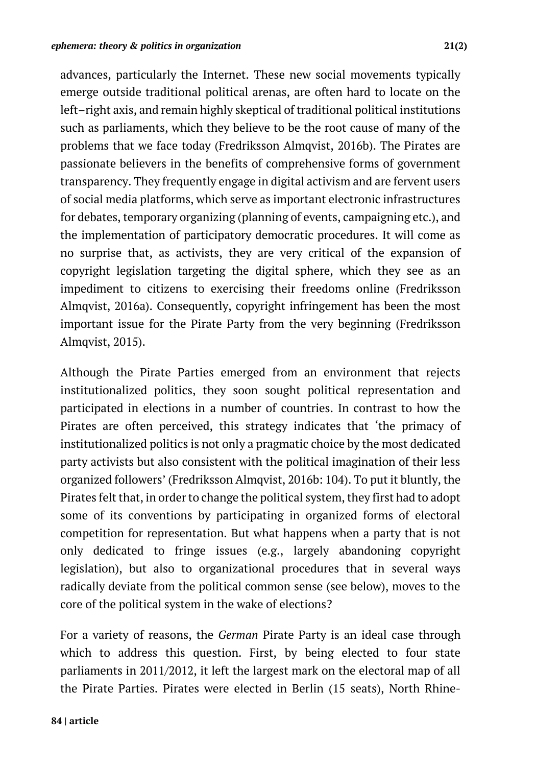advances, particularly the Internet. These new social movements typically emerge outside traditional political arenas, are often hard to locate on the left–right axis, and remain highly skeptical of traditional political institutions such as parliaments, which they believe to be the root cause of many of the problems that we face today (Fredriksson Almqvist, 2016b). The Pirates are passionate believers in the benefits of comprehensive forms of government transparency. They frequently engage in digital activism and are fervent users of social media platforms, which serve as important electronic infrastructures for debates, temporary organizing (planning of events, campaigning etc.), and the implementation of participatory democratic procedures. It will come as no surprise that, as activists, they are very critical of the expansion of copyright legislation targeting the digital sphere, which they see as an impediment to citizens to exercising their freedoms online (Fredriksson Almqvist, 2016a). Consequently, copyright infringement has been the most important issue for the Pirate Party from the very beginning (Fredriksson Almqvist, 2015).

Although the Pirate Parties emerged from an environment that rejects institutionalized politics, they soon sought political representation and participated in elections in a number of countries. In contrast to how the Pirates are often perceived, this strategy indicates that 'the primacy of institutionalized politics is not only a pragmatic choice by the most dedicated party activists but also consistent with the political imagination of their less organized followers' (Fredriksson Almqvist, 2016b: 104). To put it bluntly, the Pirates felt that, in order to change the political system, they first had to adopt some of its conventions by participating in organized forms of electoral competition for representation. But what happens when a party that is not only dedicated to fringe issues (e.g., largely abandoning copyright legislation), but also to organizational procedures that in several ways radically deviate from the political common sense (see below), moves to the core of the political system in the wake of elections?

For a variety of reasons, the *German* Pirate Party is an ideal case through which to address this question. First, by being elected to four state parliaments in 2011/2012, it left the largest mark on the electoral map of all the Pirate Parties. Pirates were elected in Berlin (15 seats), North Rhine-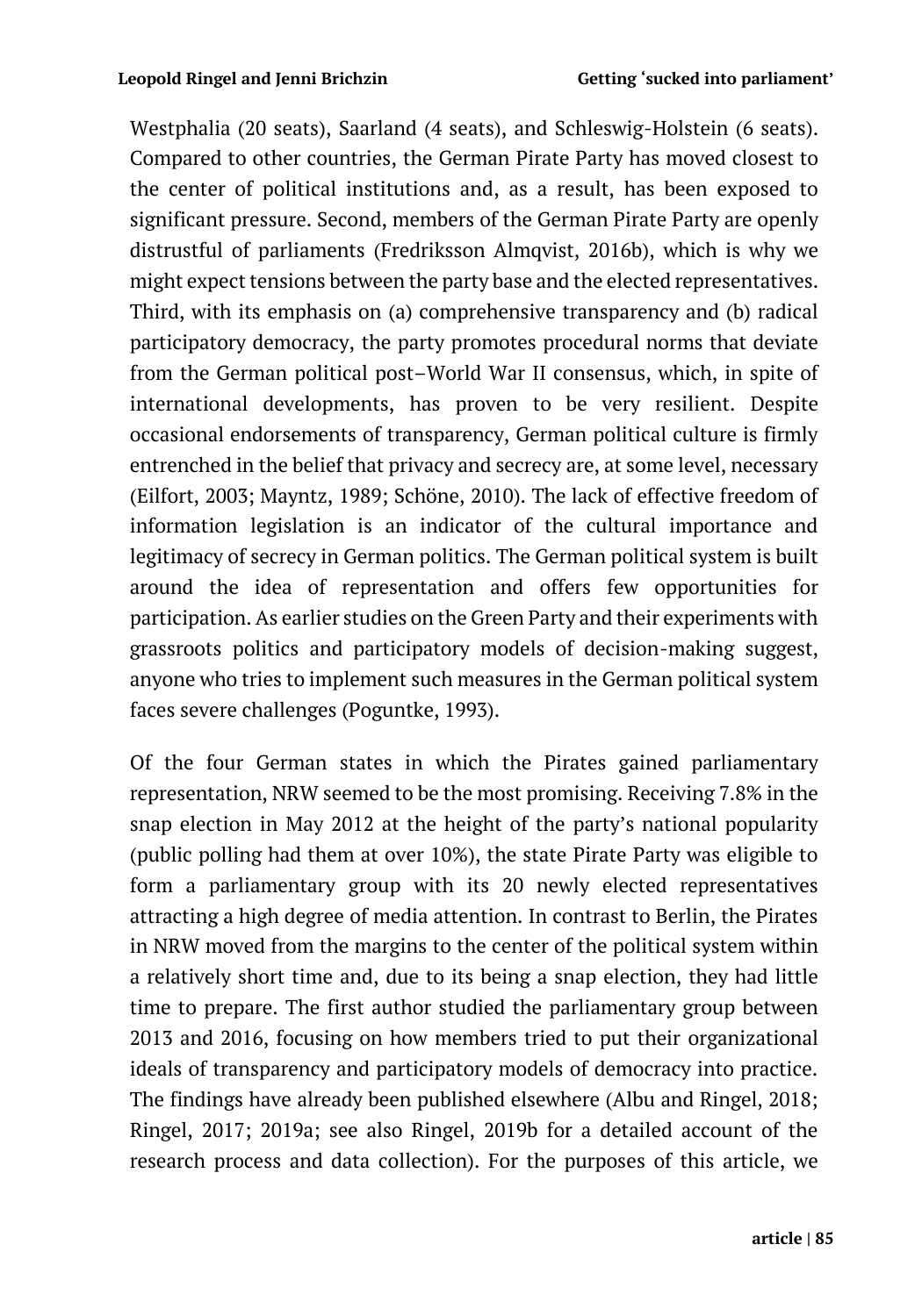Westphalia (20 seats), Saarland (4 seats), and Schleswig-Holstein (6 seats). Compared to other countries, the German Pirate Party has moved closest to the center of political institutions and, as a result, has been exposed to significant pressure. Second, members of the German Pirate Party are openly distrustful of parliaments (Fredriksson Almqvist, 2016b), which is why we might expect tensions between the party base and the elected representatives. Third, with its emphasis on (a) comprehensive transparency and (b) radical participatory democracy, the party promotes procedural norms that deviate from the German political post–World War II consensus, which, in spite of international developments, has proven to be very resilient. Despite occasional endorsements of transparency, German political culture is firmly entrenched in the belief that privacy and secrecy are, at some level, necessary (Eilfort, 2003; Mayntz, 1989; Schöne, 2010). The lack of effective freedom of information legislation is an indicator of the cultural importance and legitimacy of secrecy in German politics. The German political system is built around the idea of representation and offers few opportunities for participation. As earlier studies on the Green Party and their experiments with grassroots politics and participatory models of decision-making suggest, anyone who tries to implement such measures in the German political system faces severe challenges (Poguntke, 1993).

Of the four German states in which the Pirates gained parliamentary representation, NRW seemed to be the most promising. Receiving 7.8% in the snap election in May 2012 at the height of the party's national popularity (public polling had them at over 10%), the state Pirate Party was eligible to form a parliamentary group with its 20 newly elected representatives attracting a high degree of media attention. In contrast to Berlin, the Pirates in NRW moved from the margins to the center of the political system within a relatively short time and, due to its being a snap election, they had little time to prepare. The first author studied the parliamentary group between 2013 and 2016, focusing on how members tried to put their organizational ideals of transparency and participatory models of democracy into practice. The findings have already been published elsewhere (Albu and Ringel, 2018; Ringel, 2017; 2019a; see also Ringel, 2019b for a detailed account of the research process and data collection). For the purposes of this article, we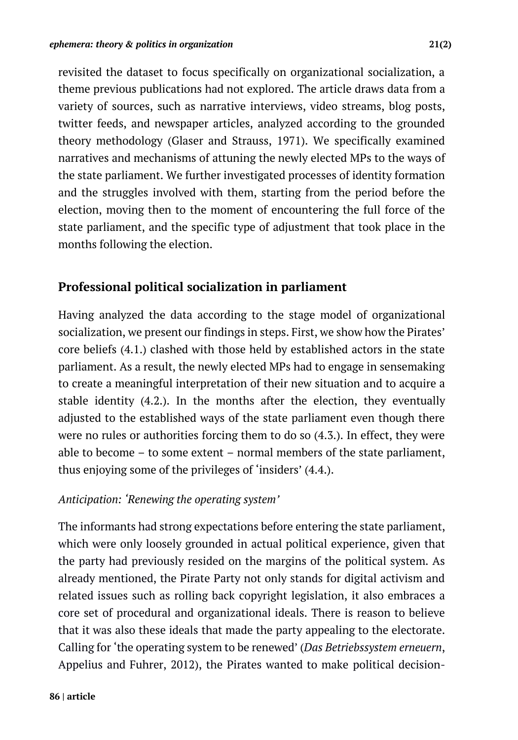revisited the dataset to focus specifically on organizational socialization, a theme previous publications had not explored. The article draws data from a variety of sources, such as narrative interviews, video streams, blog posts, twitter feeds, and newspaper articles, analyzed according to the grounded theory methodology (Glaser and Strauss, 1971). We specifically examined narratives and mechanisms of attuning the newly elected MPs to the ways of the state parliament. We further investigated processes of identity formation and the struggles involved with them, starting from the period before the election, moving then to the moment of encountering the full force of the state parliament, and the specific type of adjustment that took place in the months following the election.

## Professional political socialization in parliament

Having analyzed the data according to the stage model of organizational socialization, we present our findings in steps. First, we show how the Pirates' core beliefs (4.1.) clashed with those held by established actors in the state parliament. As a result, the newly elected MPs had to engage in sensemaking to create a meaningful interpretation of their new situation and to acquire a stable identity (4.2.). In the months after the election, they eventually adjusted to the established ways of the state parliament even though there were no rules or authorities forcing them to do so (4.3.). In effect, they were able to become – to some extent – normal members of the state parliament, thus enjoying some of the privileges of 'insiders' (4.4.).

### *Anticipation: 'Renewing the operating system'*

The informants had strong expectations before entering the state parliament, which were only loosely grounded in actual political experience, given that the party had previously resided on the margins of the political system. As already mentioned, the Pirate Party not only stands for digital activism and related issues such as rolling back copyright legislation, it also embraces a core set of procedural and organizational ideals. There is reason to believe that it was also these ideals that made the party appealing to the electorate. Calling for 'the operating system to be renewed' (*Das Betriebssystem erneuern*, Appelius and Fuhrer, 2012), the Pirates wanted to make political decision-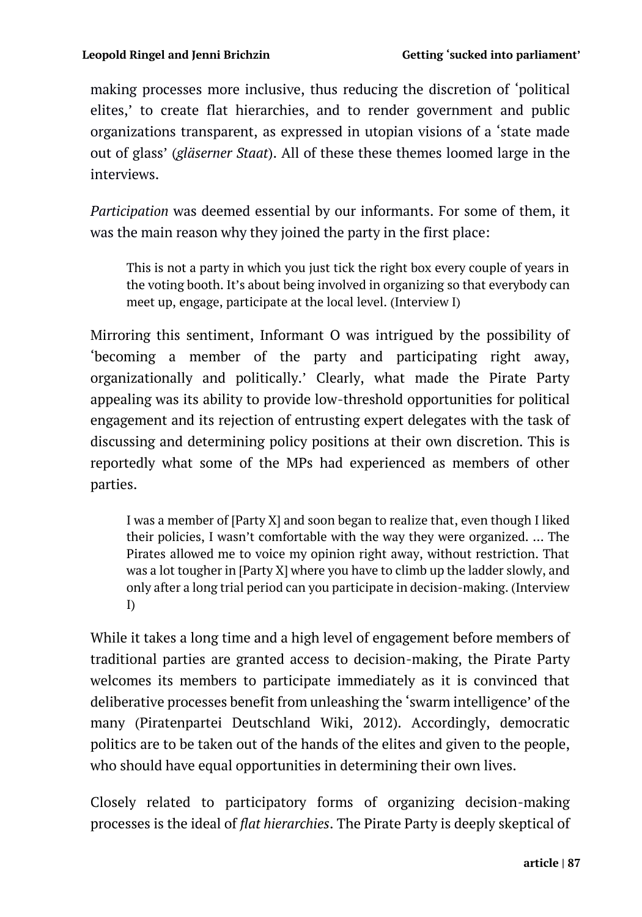making processes more inclusive, thus reducing the discretion of 'political elites,' to create flat hierarchies, and to render government and public organizations transparent, as expressed in utopian visions of a 'state made out of glass' (*gläserner Staat*). All of these these themes loomed large in the interviews.

*Participation* was deemed essential by our informants. For some of them, it was the main reason why they joined the party in the first place:

> This is not a party in which you just tick the right box every couple of years in the voting booth. It's about being involved in organizing so that everybody can meet up, engage, participate at the local level. (Interview I)

Mirroring this sentiment, Informant O was intrigued by the possibility of 'becoming a member of the party and participating right away, organizationally and politically.' Clearly, what made the Pirate Party appealing was its ability to provide low-threshold opportunities for political engagement and its rejection of entrusting expert delegates with the task of discussing and determining policy positions at their own discretion. This is reportedly what some of the MPs had experienced as members of other parties.

> I was a member of [Party X] and soon began to realize that, even though I liked their policies, I wasn't comfortable with the way they were organized. ... The Pirates allowed me to voice my opinion right away, without restriction. That was a lot tougher in [Party X] where you have to climb up the ladder slowly, and only after a long trial period can you participate in decision-making. (Interview I)

While it takes a long time and a high level of engagement before members of traditional parties are granted access to decision-making, the Pirate Party welcomes its members to participate immediately as it is convinced that deliberative processes benefit from unleashing the 'swarm intelligence' of the many (Piratenpartei Deutschland Wiki, 2012). Accordingly, democratic politics are to be taken out of the hands of the elites and given to the people, who should have equal opportunities in determining their own lives.

Closely related to participatory forms of organizing decision-making processes is the ideal of *flat hierarchies*. The Pirate Party is deeply skeptical of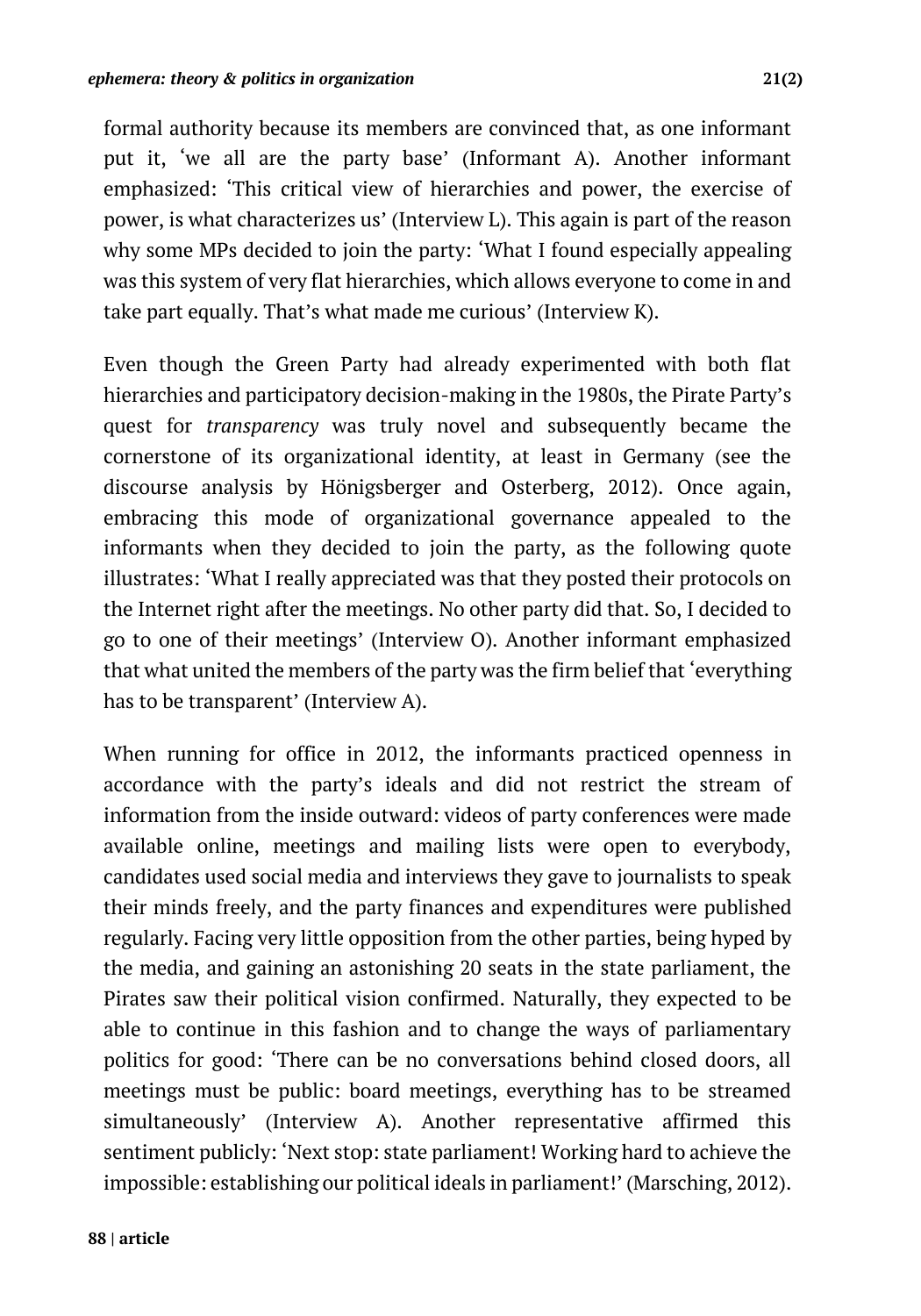formal authority because its members are convinced that, as one informant put it, 'we all are the party base' (Informant A). Another informant emphasized: 'This critical view of hierarchies and power, the exercise of power, is what characterizes us' (Interview L). This again is part of the reason why some MPs decided to join the party: 'What I found especially appealing was this system of very flat hierarchies, which allows everyone to come in and take part equally. That's what made me curious' (Interview K).

Even though the Green Party had already experimented with both flat hierarchies and participatory decision-making in the 1980s, the Pirate Party's quest for *transparency* was truly novel and subsequently became the cornerstone of its organizational identity, at least in Germany (see the discourse analysis by Hönigsberger and Osterberg, 2012). Once again, embracing this mode of organizational governance appealed to the informants when they decided to join the party, as the following quote illustrates: 'What I really appreciated was that they posted their protocols on the Internet right after the meetings. No other party did that. So, I decided to go to one of their meetings' (Interview O). Another informant emphasized that what united the members of the party was the firm belief that 'everything has to be transparent' (Interview A).

When running for office in 2012, the informants practiced openness in accordance with the party's ideals and did not restrict the stream of information from the inside outward: videos of party conferences were made available online, meetings and mailing lists were open to everybody, candidates used social media and interviews they gave to journalists to speak their minds freely, and the party finances and expenditures were published regularly. Facing very little opposition from the other parties, being hyped by the media, and gaining an astonishing 20 seats in the state parliament, the Pirates saw their political vision confirmed. Naturally, they expected to be able to continue in this fashion and to change the ways of parliamentary politics for good: 'There can be no conversations behind closed doors, all meetings must be public: board meetings, everything has to be streamed simultaneously' (Interview A). Another representative affirmed this sentiment publicly: 'Next stop: state parliament! Working hard to achieve the impossible: establishing our political ideals in parliament!' (Marsching, 2012).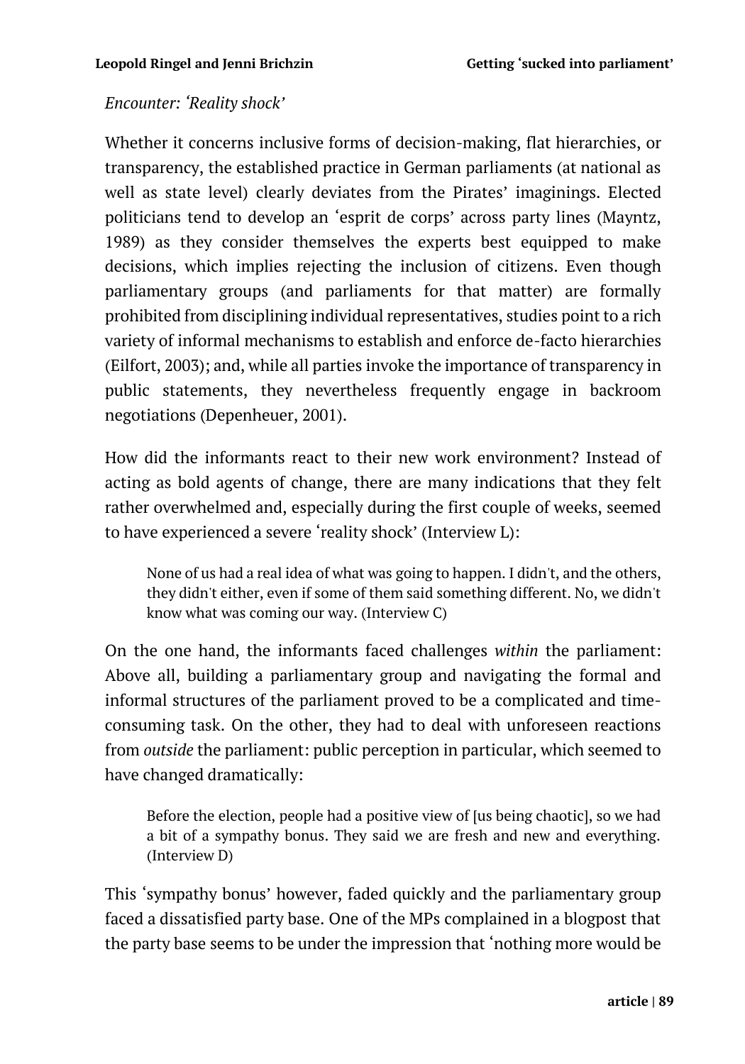*Encounter: 'Reality shock'*

Whether it concerns inclusive forms of decision-making, flat hierarchies, or transparency, the established practice in German parliaments (at national as well as state level) clearly deviates from the Pirates' imaginings. Elected politicians tend to develop an 'esprit de corps' across party lines (Mayntz, 1989) as they consider themselves the experts best equipped to make decisions, which implies rejecting the inclusion of citizens. Even though parliamentary groups (and parliaments for that matter) are formally prohibited from disciplining individual representatives, studies point to a rich variety of informal mechanisms to establish and enforce de-facto hierarchies (Eilfort, 2003); and, while all parties invoke the importance of transparency in public statements, they nevertheless frequently engage in backroom negotiations (Depenheuer, 2001).

How did the informants react to their new work environment? Instead of acting as bold agents of change, there are many indications that they felt rather overwhelmed and, especially during the first couple of weeks, seemed to have experienced a severe 'reality shock' (Interview L):

> None of us had a real idea of what was going to happen. I didn't, and the others, they didn't either, even if some of them said something different. No, we didn't know what was coming our way. (Interview C)

On the one hand, the informants faced challenges *within* the parliament: Above all, building a parliamentary group and navigating the formal and informal structures of the parliament proved to be a complicated and time-consuming task. On the other, they had to deal with unforeseen reactions from *outside* the parliament: public perception in particular, which seemed to have changed dramatically:

> Before the election, people had a positive view of [us being chaotic], so we had a bit of a sympathy bonus. They said we are fresh and new and everything. (Interview D)

This 'sympathy bonus' however, faded quickly and the parliamentary group faced a dissatisfied party base. One of the MPs complained in a blogpost that the party base seems to be under the impression that 'nothing more would be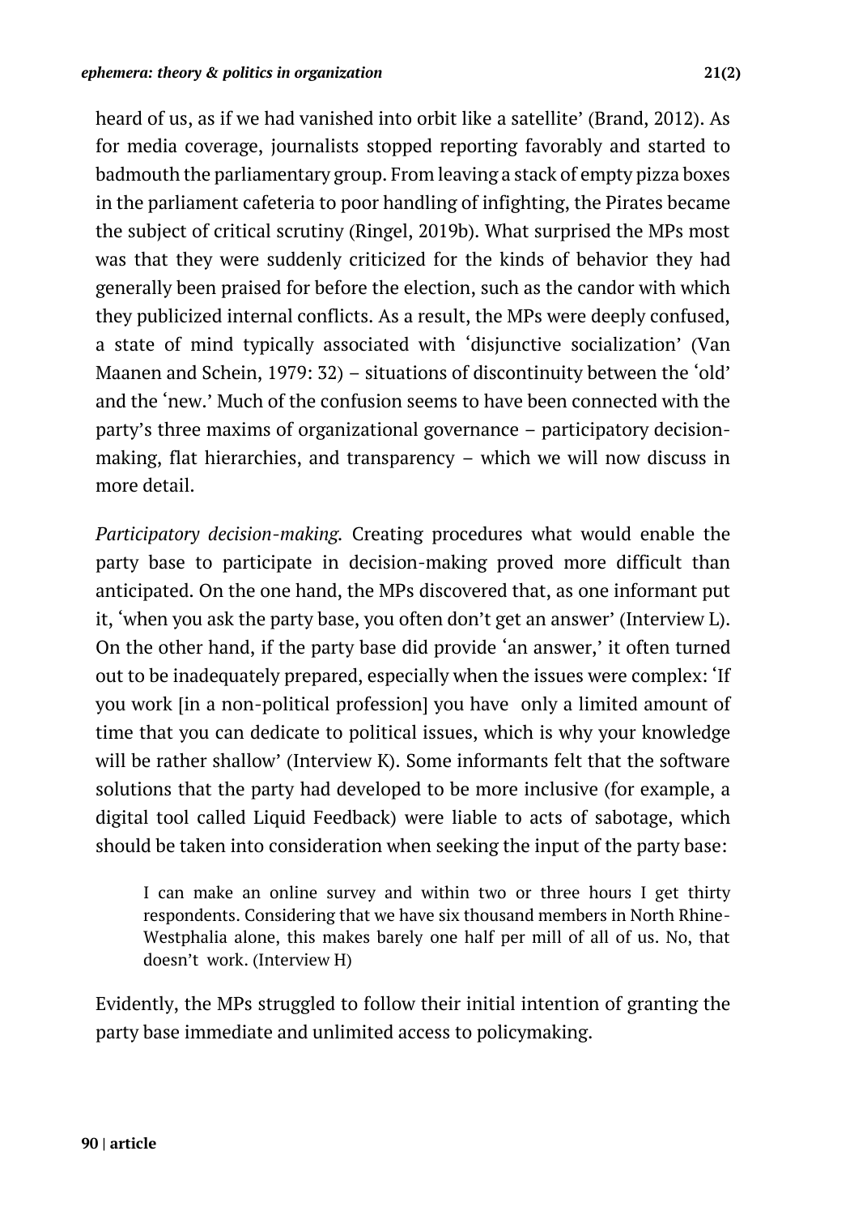heard of us, as if we had vanished into orbit like a satellite' (Brand, 2012). As for media coverage, journalists stopped reporting favorably and started to badmouth the parliamentary group. From leaving a stack of empty pizza boxes in the parliament cafeteria to poor handling of infighting, the Pirates became the subject of critical scrutiny (Ringel, 2019b). What surprised the MPs most was that they were suddenly criticized for the kinds of behavior they had generally been praised for before the election, such as the candor with which they publicized internal conflicts. As a result, the MPs were deeply confused, a state of mind typically associated with 'disjunctive socialization' (Van Maanen and Schein, 1979: 32) – situations of discontinuity between the 'old' and the 'new.' Much of the confusion seems to have been connected with the party's three maxims of organizational governance – participatory decision-making, flat hierarchies, and transparency – which we will now discuss in more detail.

*Participatory decision-making.* Creating procedures what would enable the party base to participate in decision-making proved more difficult than anticipated. On the one hand, the MPs discovered that, as one informant put it, 'when you ask the party base, you often don't get an answer' (Interview L). On the other hand, if the party base did provide 'an answer,' it often turned out to be inadequately prepared, especially when the issues were complex: 'If you work [in a non-political profession] you have only a limited amount of time that you can dedicate to political issues, which is why your knowledge will be rather shallow' (Interview K). Some informants felt that the software solutions that the party had developed to be more inclusive (for example, a digital tool called Liquid Feedback) were liable to acts of sabotage, which should be taken into consideration when seeking the input of the party base:

> I can make an online survey and within two or three hours I get thirty respondents. Considering that we have six thousand members in North Rhine-Westphalia alone, this makes barely one half per mill of all of us. No, that doesn't work. (Interview H)

Evidently, the MPs struggled to follow their initial intention of granting the party base immediate and unlimited access to policymaking.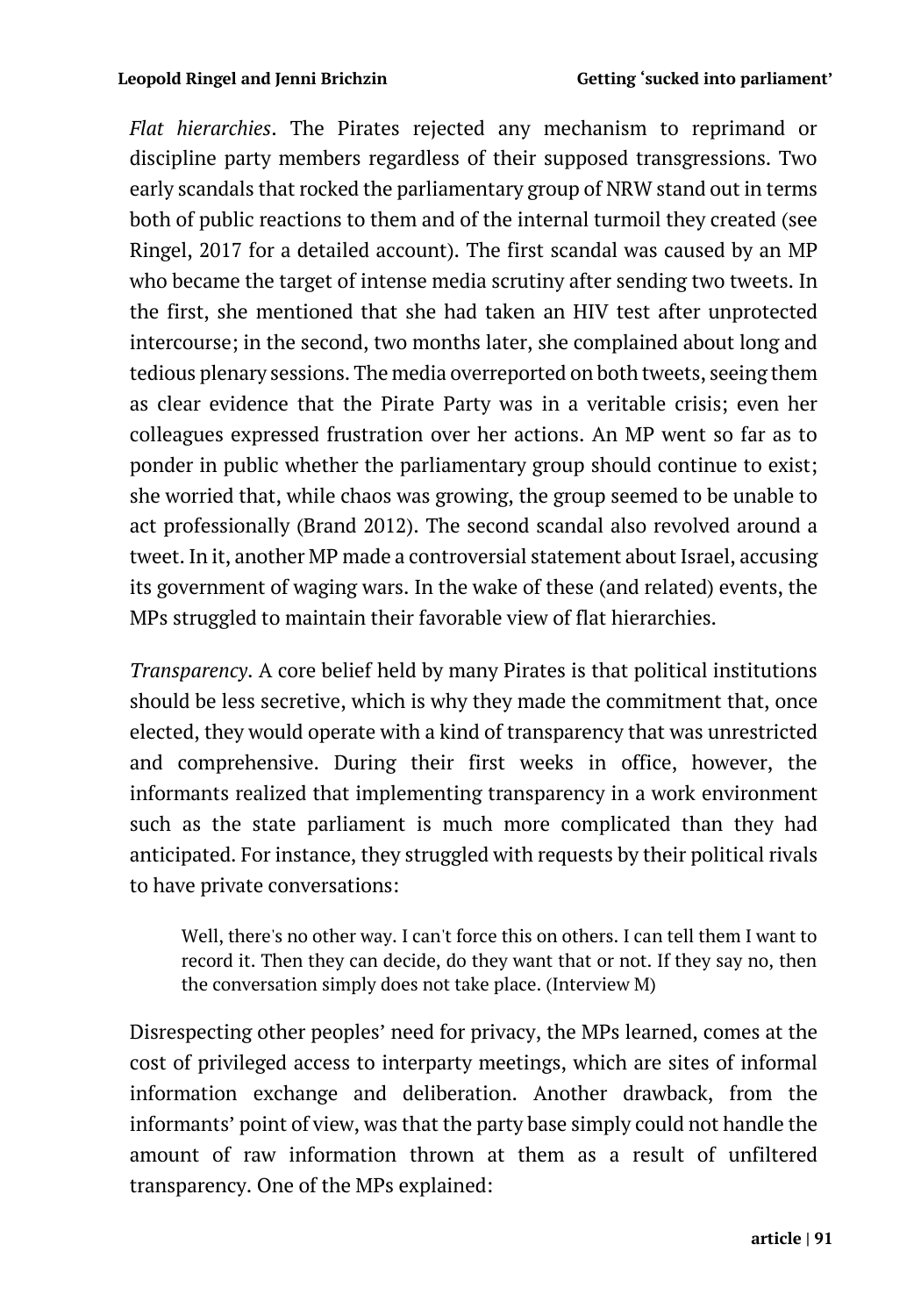*Flat hierarchies*. The Pirates rejected any mechanism to reprimand or discipline party members regardless of their supposed transgressions. Two early scandals that rocked the parliamentary group of NRW stand out in terms both of public reactions to them and of the internal turmoil they created (see Ringel, 2017 for a detailed account). The first scandal was caused by an MP who became the target of intense media scrutiny after sending two tweets. In the first, she mentioned that she had taken an HIV test after unprotected intercourse; in the second, two months later, she complained about long and tedious plenary sessions. The media overreported on both tweets, seeing them as clear evidence that the Pirate Party was in a veritable crisis; even her colleagues expressed frustration over her actions. An MP went so far as to ponder in public whether the parliamentary group should continue to exist; she worried that, while chaos was growing, the group seemed to be unable to act professionally (Brand 2012). The second scandal also revolved around a tweet. In it, another MP made a controversial statement about Israel, accusing its government of waging wars. In the wake of these (and related) events, the MPs struggled to maintain their favorable view of flat hierarchies.

*Transparency*. A core belief held by many Pirates is that political institutions should be less secretive, which is why they made the commitment that, once elected, they would operate with a kind of transparency that was unrestricted and comprehensive. During their first weeks in office, however, the informants realized that implementing transparency in a work environment such as the state parliament is much more complicated than they had anticipated. For instance, they struggled with requests by their political rivals to have private conversations:

> Well, there's no other way. I can't force this on others. I can tell them I want to record it. Then they can decide, do they want that or not. If they say no, then the conversation simply does not take place. (Interview M)

Disrespecting other peoples' need for privacy, the MPs learned, comes at the cost of privileged access to interparty meetings, which are sites of informal information exchange and deliberation. Another drawback, from the informants' point of view, was that the party base simply could not handle the amount of raw information thrown at them as a result of unfiltered transparency. One of the MPs explained: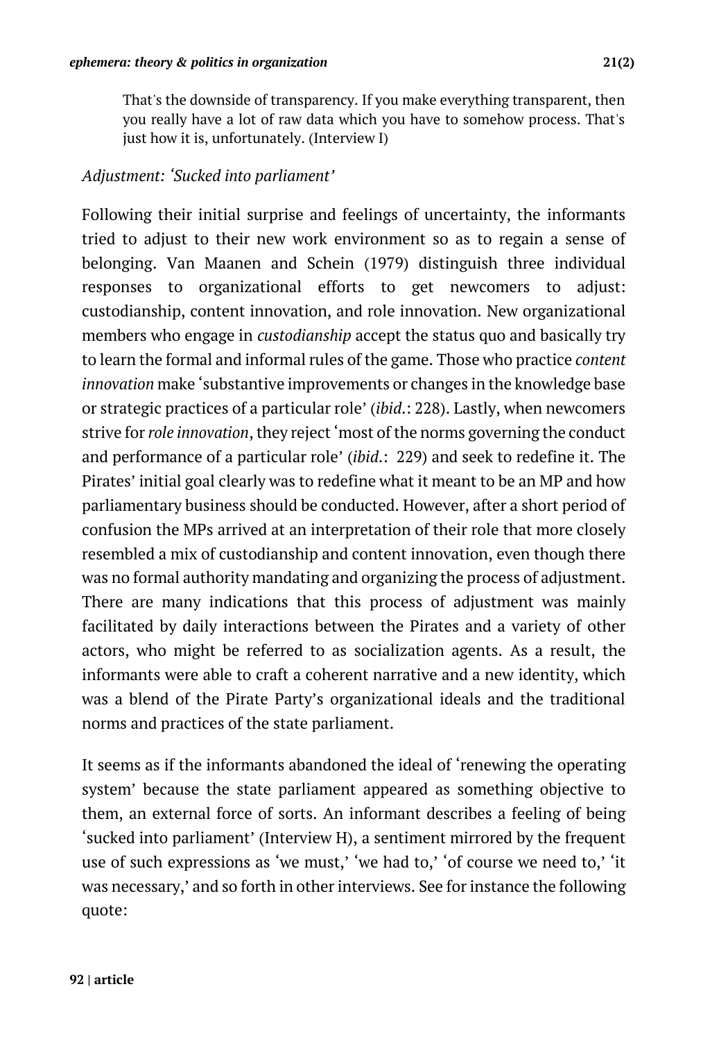> That's the downside of transparency. If you make everything transparent, then you really have a lot of raw data which you have to somehow process. That's just how it is, unfortunately. (Interview I)

*Adjustment: 'Sucked into parliament'*

Following their initial surprise and feelings of uncertainty, the informants tried to adjust to their new work environment so as to regain a sense of belonging. Van Maanen and Schein (1979) distinguish three individual responses to organizational efforts to get newcomers to adjust: custodianship, content innovation, and role innovation. New organizational members who engage in *custodianship* accept the status quo and basically try to learn the formal and informal rules of the game. Those who practice *content innovation* make 'substantive improvements or changes in the knowledge base or strategic practices of a particular role' (*ibid.*: 228). Lastly, when newcomers strive for *role innovation*, they reject 'most of the norms governing the conduct and performance of a particular role' (*ibid.*: 229) and seek to redefine it. The Pirates' initial goal clearly was to redefine what it meant to be an MP and how parliamentary business should be conducted. However, after a short period of confusion the MPs arrived at an interpretation of their role that more closely resembled a mix of custodianship and content innovation, even though there was no formal authority mandating and organizing the process of adjustment. There are many indications that this process of adjustment was mainly facilitated by daily interactions between the Pirates and a variety of other actors, who might be referred to as socialization agents. As a result, the informants were able to craft a coherent narrative and a new identity, which was a blend of the Pirate Party's organizational ideals and the traditional norms and practices of the state parliament.

It seems as if the informants abandoned the ideal of 'renewing the operating system' because the state parliament appeared as something objective to them, an external force of sorts. An informant describes a feeling of being 'sucked into parliament' (Interview H), a sentiment mirrored by the frequent use of such expressions as 'we must,' 'we had to,' 'of course we need to,' 'it was necessary,' and so forth in other interviews. See for instance the following quote: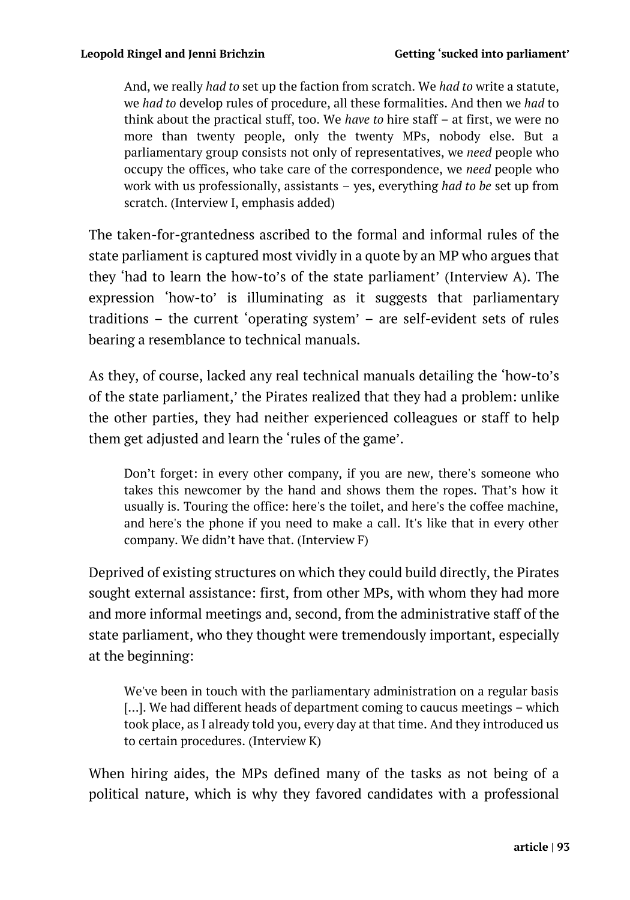> And, we really *had to* set up the faction from scratch. We *had to* write a statute, we *had to* develop rules of procedure, all these formalities. And then we *had* to think about the practical stuff, too. We *have to* hire staff – at first, we were no more than twenty people, only the twenty MPs, nobody else. But a parliamentary group consists not only of representatives, we *need* people who occupy the offices, who take care of the correspondence, we *need* people who work with us professionally, assistants – yes, everything *had to be* set up from scratch. (Interview I, emphasis added)

The taken-for-grantedness ascribed to the formal and informal rules of the state parliament is captured most vividly in a quote by an MP who argues that they 'had to learn the how-to's of the state parliament' (Interview A). The expression 'how-to' is illuminating as it suggests that parliamentary traditions – the current 'operating system' – are self-evident sets of rules bearing a resemblance to technical manuals.

As they, of course, lacked any real technical manuals detailing the 'how-to's of the state parliament,' the Pirates realized that they had a problem: unlike the other parties, they had neither experienced colleagues or staff to help them get adjusted and learn the 'rules of the game'.

> Don't forget: in every other company, if you are new, there's someone who takes this newcomer by the hand and shows them the ropes. That's how it usually is. Touring the office: here's the toilet, and here's the coffee machine, and here's the phone if you need to make a call. It's like that in every other company. We didn't have that. (Interview F)

Deprived of existing structures on which they could build directly, the Pirates sought external assistance: first, from other MPs, with whom they had more and more informal meetings and, second, from the administrative staff of the state parliament, who they thought were tremendously important, especially at the beginning:

> We've been in touch with the parliamentary administration on a regular basis [...]. We had different heads of department coming to caucus meetings – which took place, as I already told you, every day at that time. And they introduced us to certain procedures. (Interview K)

When hiring aides, the MPs defined many of the tasks as not being of a political nature, which is why they favored candidates with a professional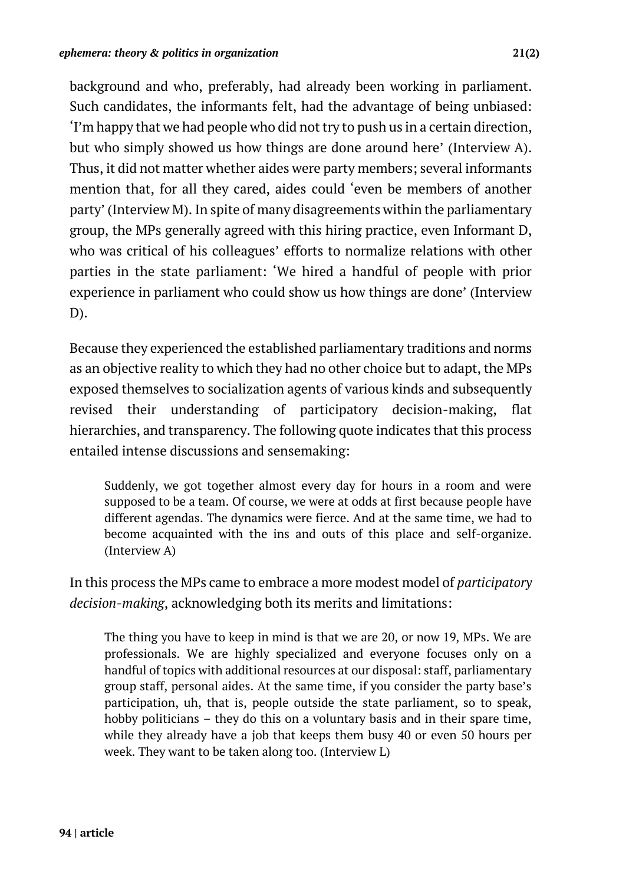background and who, preferably, had already been working in parliament. Such candidates, the informants felt, had the advantage of being unbiased: 'I'm happy that we had people who did not try to push us in a certain direction, but who simply showed us how things are done around here' (Interview A). Thus, it did not matter whether aides were party members; several informants mention that, for all they cared, aides could 'even be members of another party' (Interview M). In spite of many disagreements within the parliamentary group, the MPs generally agreed with this hiring practice, even Informant D, who was critical of his colleagues' efforts to normalize relations with other parties in the state parliament: 'We hired a handful of people with prior experience in parliament who could show us how things are done' (Interview D).

Because they experienced the established parliamentary traditions and norms as an objective reality to which they had no other choice but to adapt, the MPs exposed themselves to socialization agents of various kinds and subsequently revised their understanding of participatory decision-making, flat hierarchies, and transparency. The following quote indicates that this process entailed intense discussions and sensemaking:

> Suddenly, we got together almost every day for hours in a room and were supposed to be a team. Of course, we were at odds at first because people have different agendas. The dynamics were fierce. And at the same time, we had to become acquainted with the ins and outs of this place and self-organize. (Interview A)

In this process the MPs came to embrace a more modest model of *participatory decision-making*, acknowledging both its merits and limitations:

> The thing you have to keep in mind is that we are 20, or now 19, MPs. We are professionals. We are highly specialized and everyone focuses only on a handful of topics with additional resources at our disposal: staff, parliamentary group staff, personal aides. At the same time, if you consider the party base's participation, uh, that is, people outside the state parliament, so to speak, hobby politicians – they do this on a voluntary basis and in their spare time, while they already have a job that keeps them busy 40 or even 50 hours per week. They want to be taken along too. (Interview L)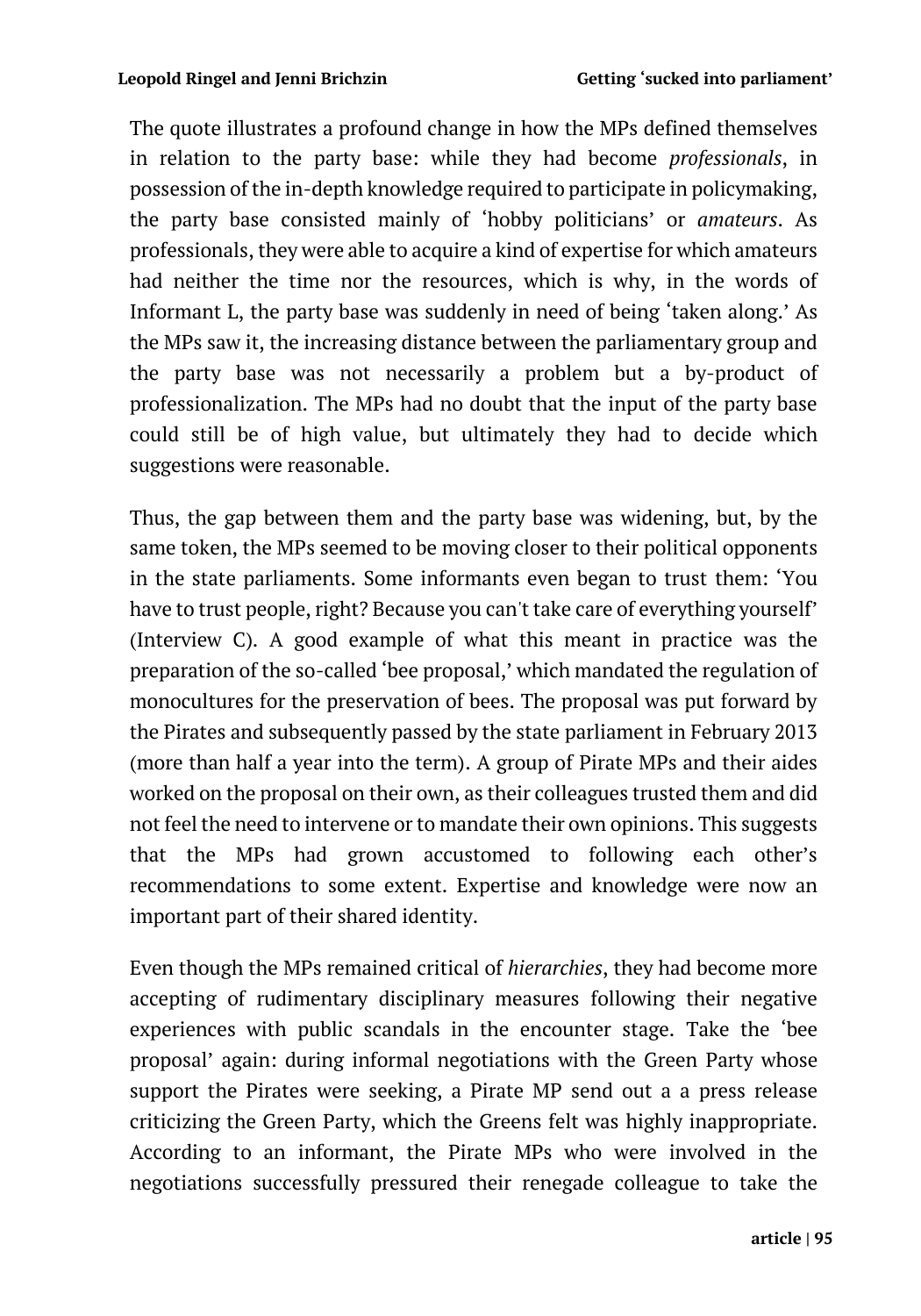The quote illustrates a profound change in how the MPs defined themselves in relation to the party base: while they had become *professionals*, in possession of the in-depth knowledge required to participate in policymaking, the party base consisted mainly of 'hobby politicians' or *amateurs*. As professionals, they were able to acquire a kind of expertise for which amateurs had neither the time nor the resources, which is why, in the words of Informant L, the party base was suddenly in need of being 'taken along.' As the MPs saw it, the increasing distance between the parliamentary group and the party base was not necessarily a problem but a by-product of professionalization. The MPs had no doubt that the input of the party base could still be of high value, but ultimately they had to decide which suggestions were reasonable.

Thus, the gap between them and the party base was widening, but, by the same token, the MPs seemed to be moving closer to their political opponents in the state parliaments. Some informants even began to trust them: 'You have to trust people, right? Because you can't take care of everything yourself' (Interview C). A good example of what this meant in practice was the preparation of the so-called 'bee proposal,' which mandated the regulation of monocultures for the preservation of bees. The proposal was put forward by the Pirates and subsequently passed by the state parliament in February 2013 (more than half a year into the term). A group of Pirate MPs and their aides worked on the proposal on their own, as their colleagues trusted them and did not feel the need to intervene or to mandate their own opinions. This suggests that the MPs had grown accustomed to following each other's recommendations to some extent. Expertise and knowledge were now an important part of their shared identity.

Even though the MPs remained critical of *hierarchies*, they had become more accepting of rudimentary disciplinary measures following their negative experiences with public scandals in the encounter stage. Take the 'bee proposal' again: during informal negotiations with the Green Party whose support the Pirates were seeking, a Pirate MP send out a a press release criticizing the Green Party, which the Greens felt was highly inappropriate. According to an informant, the Pirate MPs who were involved in the negotiations successfully pressured their renegade colleague to take the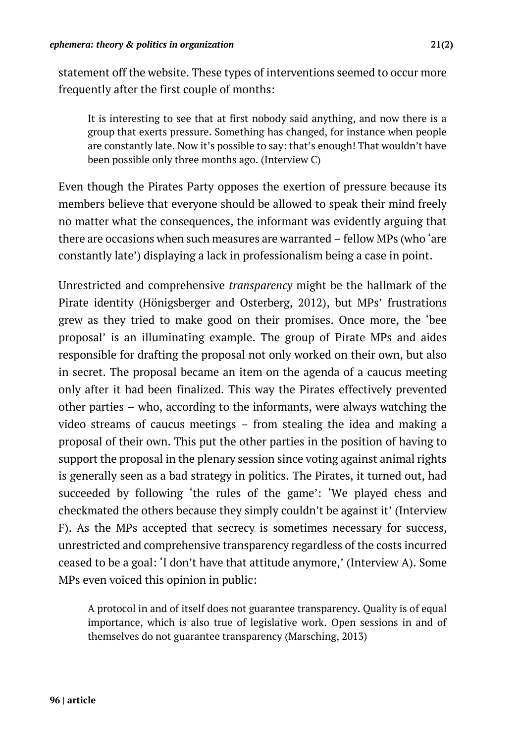statement off the website. These types of interventions seemed to occur more frequently after the first couple of months:

> It is interesting to see that at first nobody said anything, and now there is a group that exerts pressure. Something has changed, for instance when people are constantly late. Now it's possible to say: that's enough! That wouldn't have been possible only three months ago. (Interview C)

Even though the Pirates Party opposes the exertion of pressure because its members believe that everyone should be allowed to speak their mind freely no matter what the consequences, the informant was evidently arguing that there are occasions when such measures are warranted – fellow MPs (who 'are constantly late') displaying a lack in professionalism being a case in point.

Unrestricted and comprehensive *transparency* might be the hallmark of the Pirate identity (Hönigsberger and Osterberg, 2012), but MPs' frustrations grew as they tried to make good on their promises. Once more, the 'bee proposal' is an illuminating example. The group of Pirate MPs and aides responsible for drafting the proposal not only worked on their own, but also in secret. The proposal became an item on the agenda of a caucus meeting only after it had been finalized. This way the Pirates effectively prevented other parties – who, according to the informants, were always watching the video streams of caucus meetings – from stealing the idea and making a proposal of their own. This put the other parties in the position of having to support the proposal in the plenary session since voting against animal rights is generally seen as a bad strategy in politics. The Pirates, it turned out, had succeeded by following 'the rules of the game': 'We played chess and checkmated the others because they simply couldn't be against it' (Interview F). As the MPs accepted that secrecy is sometimes necessary for success, unrestricted and comprehensive transparency regardless of the costs incurred ceased to be a goal: 'I don't have that attitude anymore,' (Interview A). Some MPs even voiced this opinion in public:

> A protocol in and of itself does not guarantee transparency. Quality is of equal importance, which is also true of legislative work. Open sessions in and of themselves do not guarantee transparency (Marsching, 2013)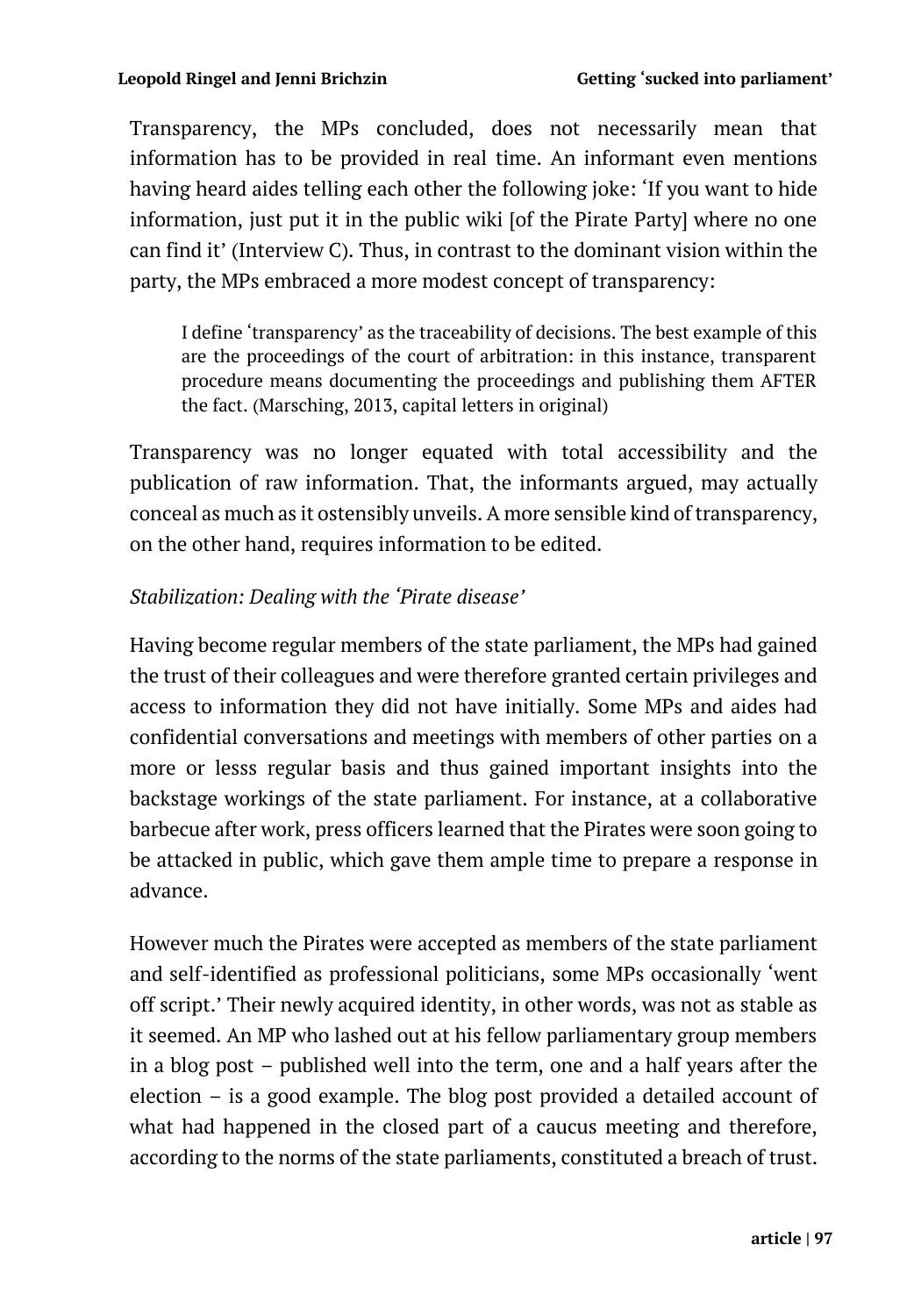Transparency, the MPs concluded, does not necessarily mean that information has to be provided in real time. An informant even mentions having heard aides telling each other the following joke: 'If you want to hide information, just put it in the public wiki [of the Pirate Party] where no one can find it' (Interview C). Thus, in contrast to the dominant vision within the party, the MPs embraced a more modest concept of transparency:

> I define 'transparency' as the traceability of decisions. The best example of this are the proceedings of the court of arbitration: in this instance, transparent procedure means documenting the proceedings and publishing them AFTER the fact. (Marsching, 2013, capital letters in original)

Transparency was no longer equated with total accessibility and the publication of raw information. That, the informants argued, may actually conceal as much as it ostensibly unveils. A more sensible kind of transparency, on the other hand, requires information to be edited.

*Stabilization: Dealing with the 'Pirate disease'*

Having become regular members of the state parliament, the MPs had gained the trust of their colleagues and were therefore granted certain privileges and access to information they did not have initially. Some MPs and aides had confidential conversations and meetings with members of other parties on a more or lesss regular basis and thus gained important insights into the backstage workings of the state parliament. For instance, at a collaborative barbecue after work, press officers learned that the Pirates were soon going to be attacked in public, which gave them ample time to prepare a response in advance.

However much the Pirates were accepted as members of the state parliament and self-identified as professional politicians, some MPs occasionally 'went off script.' Their newly acquired identity, in other words, was not as stable as it seemed. An MP who lashed out at his fellow parliamentary group members in a blog post – published well into the term, one and a half years after the election – is a good example. The blog post provided a detailed account of what had happened in the closed part of a caucus meeting and therefore, according to the norms of the state parliaments, constituted a breach of trust.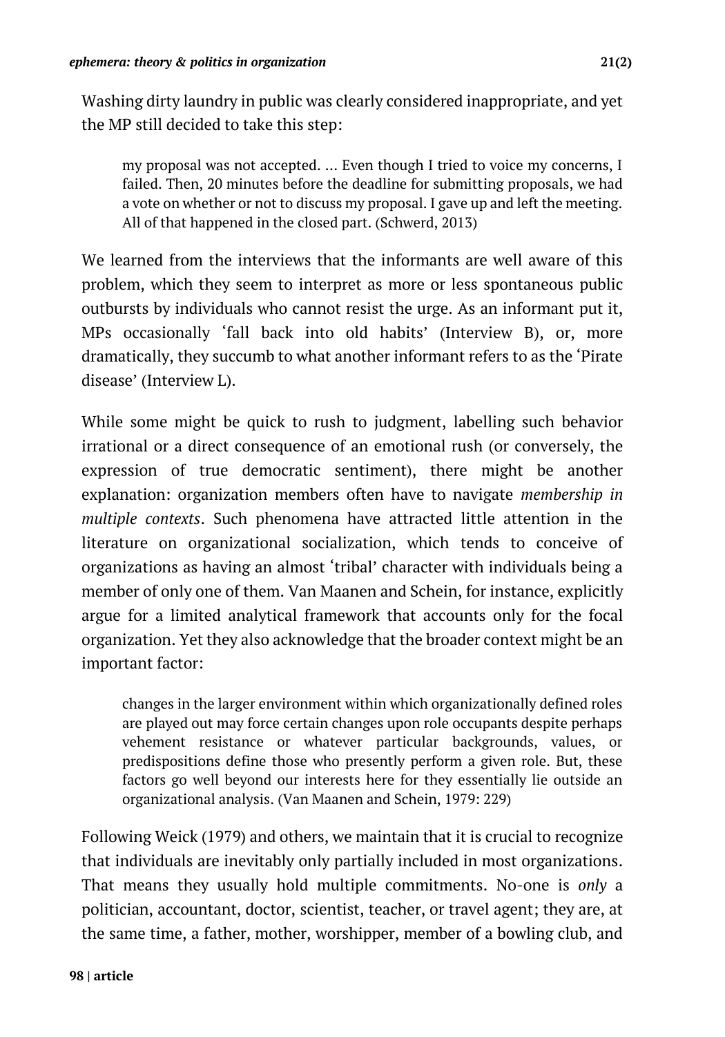Washing dirty laundry in public was clearly considered inappropriate, and yet the MP still decided to take this step:

> my proposal was not accepted. … Even though I tried to voice my concerns, I failed. Then, 20 minutes before the deadline for submitting proposals, we had a vote on whether or not to discuss my proposal. I gave up and left the meeting. All of that happened in the closed part. (Schwerd, 2013)

We learned from the interviews that the informants are well aware of this problem, which they seem to interpret as more or less spontaneous public outbursts by individuals who cannot resist the urge. As an informant put it, MPs occasionally 'fall back into old habits' (Interview B), or, more dramatically, they succumb to what another informant refers to as the 'Pirate disease' (Interview L).

While some might be quick to rush to judgment, labelling such behavior irrational or a direct consequence of an emotional rush (or conversely, the expression of true democratic sentiment), there might be another explanation: organization members often have to navigate *membership in multiple contexts*. Such phenomena have attracted little attention in the literature on organizational socialization, which tends to conceive of organizations as having an almost 'tribal' character with individuals being a member of only one of them. Van Maanen and Schein, for instance, explicitly argue for a limited analytical framework that accounts only for the focal organization. Yet they also acknowledge that the broader context might be an important factor:

> changes in the larger environment within which organizationally defined roles are played out may force certain changes upon role occupants despite perhaps vehement resistance or whatever particular backgrounds, values, or predispositions define those who presently perform a given role. But, these factors go well beyond our interests here for they essentially lie outside an organizational analysis. (Van Maanen and Schein, 1979: 229)

Following Weick (1979) and others, we maintain that it is crucial to recognize that individuals are inevitably only partially included in most organizations. That means they usually hold multiple commitments. No-one is *only* a politician, accountant, doctor, scientist, teacher, or travel agent; they are, at the same time, a father, mother, worshipper, member of a bowling club, and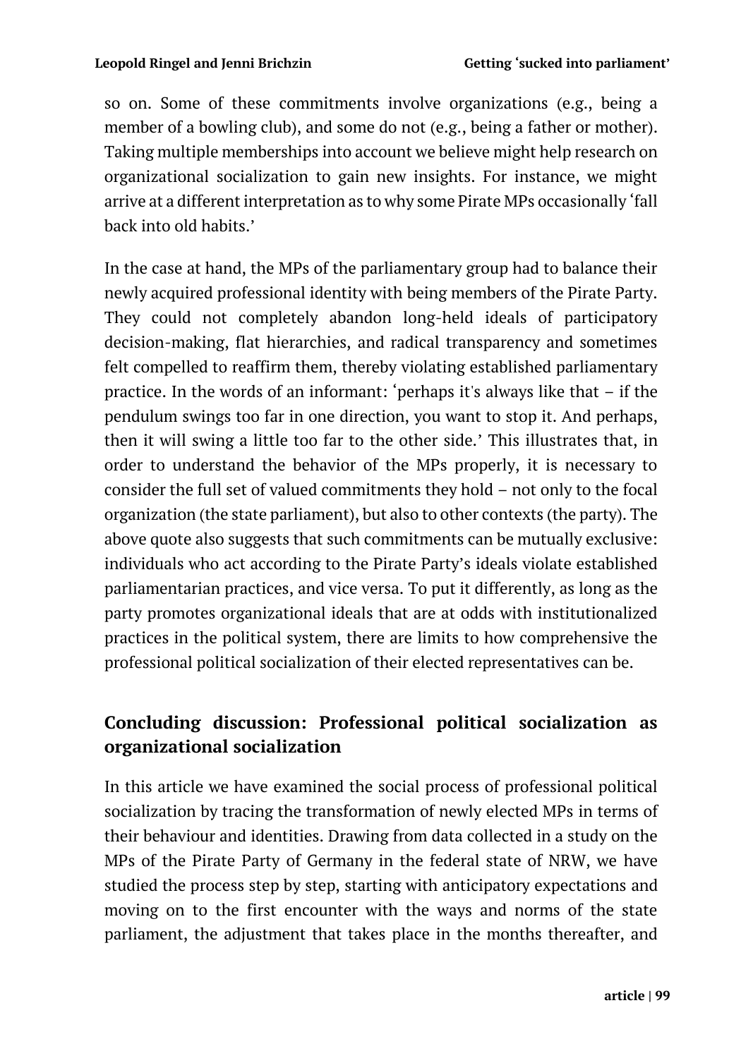so on. Some of these commitments involve organizations (e.g., being a member of a bowling club), and some do not (e.g., being a father or mother). Taking multiple memberships into account we believe might help research on organizational socialization to gain new insights. For instance, we might arrive at a different interpretation as to why some Pirate MPs occasionally 'fall back into old habits.'

In the case at hand, the MPs of the parliamentary group had to balance their newly acquired professional identity with being members of the Pirate Party. They could not completely abandon long-held ideals of participatory decision-making, flat hierarchies, and radical transparency and sometimes felt compelled to reaffirm them, thereby violating established parliamentary practice. In the words of an informant: 'perhaps it's always like that – if the pendulum swings too far in one direction, you want to stop it. And perhaps, then it will swing a little too far to the other side.' This illustrates that, in order to understand the behavior of the MPs properly, it is necessary to consider the full set of valued commitments they hold – not only to the focal organization (the state parliament), but also to other contexts (the party). The above quote also suggests that such commitments can be mutually exclusive: individuals who act according to the Pirate Party's ideals violate established parliamentarian practices, and vice versa. To put it differently, as long as the party promotes organizational ideals that are at odds with institutionalized practices in the political system, there are limits to how comprehensive the professional political socialization of their elected representatives can be.

## Concluding discussion: Professional political socialization as organizational socialization

In this article we have examined the social process of professional political socialization by tracing the transformation of newly elected MPs in terms of their behaviour and identities. Drawing from data collected in a study on the MPs of the Pirate Party of Germany in the federal state of NRW, we have studied the process step by step, starting with anticipatory expectations and moving on to the first encounter with the ways and norms of the state parliament, the adjustment that takes place in the months thereafter, and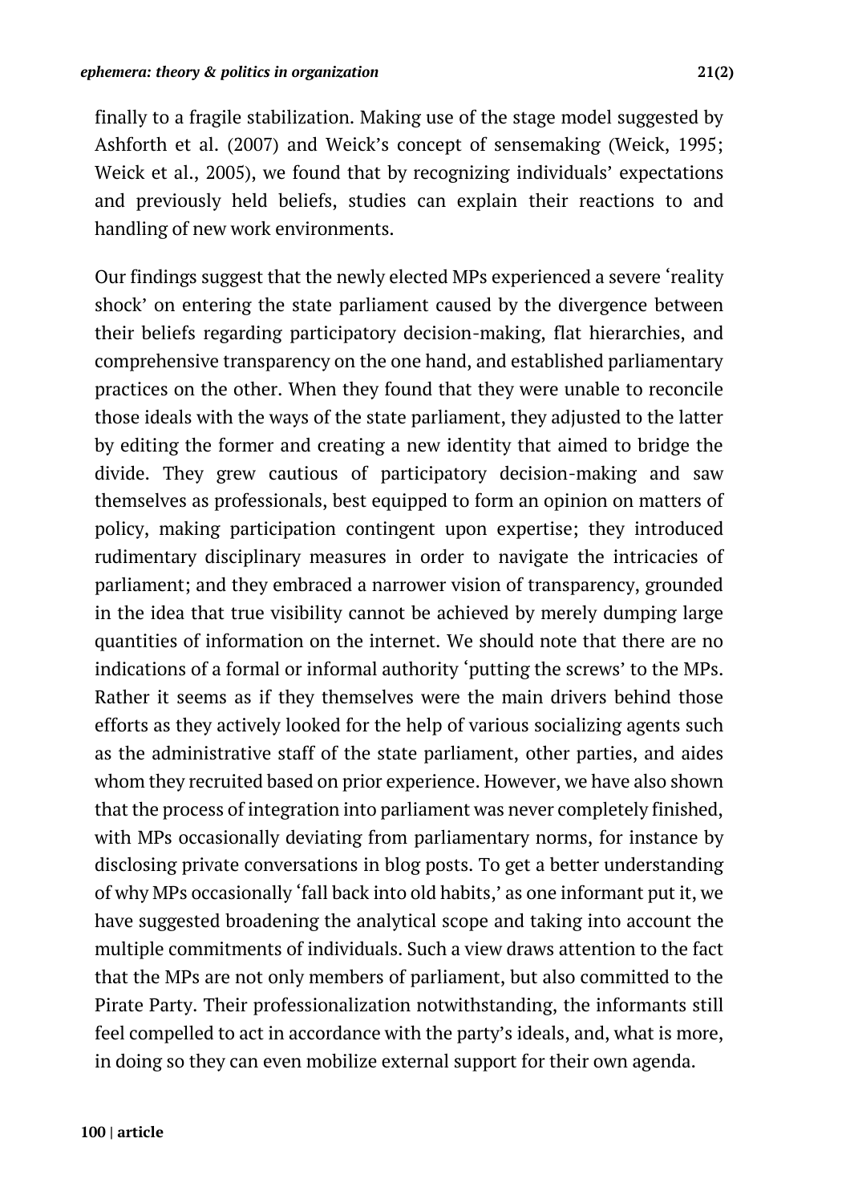finally to a fragile stabilization. Making use of the stage model suggested by Ashforth et al. (2007) and Weick's concept of sensemaking (Weick, 1995; Weick et al., 2005), we found that by recognizing individuals' expectations and previously held beliefs, studies can explain their reactions to and handling of new work environments.

Our findings suggest that the newly elected MPs experienced a severe 'reality shock' on entering the state parliament caused by the divergence between their beliefs regarding participatory decision-making, flat hierarchies, and comprehensive transparency on the one hand, and established parliamentary practices on the other. When they found that they were unable to reconcile those ideals with the ways of the state parliament, they adjusted to the latter by editing the former and creating a new identity that aimed to bridge the divide. They grew cautious of participatory decision-making and saw themselves as professionals, best equipped to form an opinion on matters of policy, making participation contingent upon expertise; they introduced rudimentary disciplinary measures in order to navigate the intricacies of parliament; and they embraced a narrower vision of transparency, grounded in the idea that true visibility cannot be achieved by merely dumping large quantities of information on the internet. We should note that there are no indications of a formal or informal authority 'putting the screws' to the MPs. Rather it seems as if they themselves were the main drivers behind those efforts as they actively looked for the help of various socializing agents such as the administrative staff of the state parliament, other parties, and aides whom they recruited based on prior experience. However, we have also shown that the process of integration into parliament was never completely finished, with MPs occasionally deviating from parliamentary norms, for instance by disclosing private conversations in blog posts. To get a better understanding of why MPs occasionally 'fall back into old habits,' as one informant put it, we have suggested broadening the analytical scope and taking into account the multiple commitments of individuals. Such a view draws attention to the fact that the MPs are not only members of parliament, but also committed to the Pirate Party. Their professionalization notwithstanding, the informants still feel compelled to act in accordance with the party's ideals, and, what is more, in doing so they can even mobilize external support for their own agenda.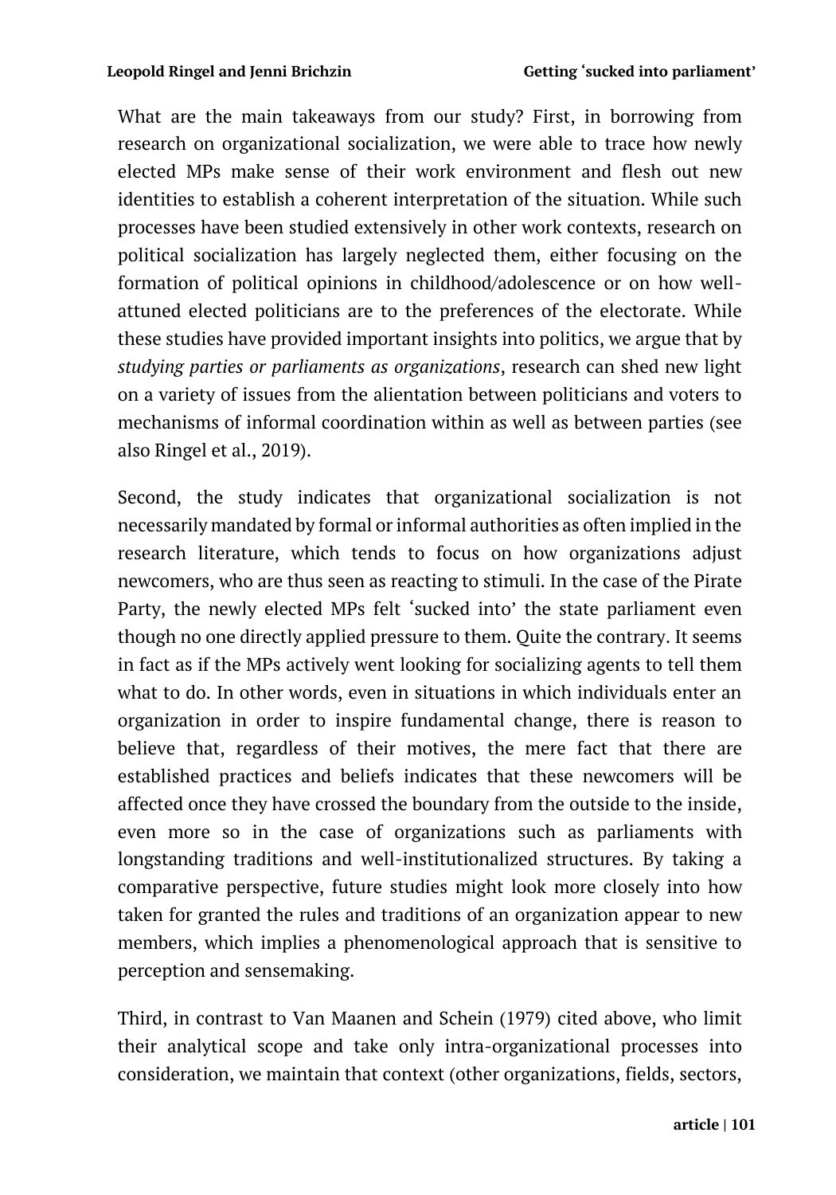What are the main takeaways from our study? First, in borrowing from research on organizational socialization, we were able to trace how newly elected MPs make sense of their work environment and flesh out new identities to establish a coherent interpretation of the situation. While such processes have been studied extensively in other work contexts, research on political socialization has largely neglected them, either focusing on the formation of political opinions in childhood/adolescence or on how well-attuned elected politicians are to the preferences of the electorate. While these studies have provided important insights into politics, we argue that by *studying parties or parliaments as organizations*, research can shed new light on a variety of issues from the alientation between politicians and voters to mechanisms of informal coordination within as well as between parties (see also Ringel et al., 2019).

Second, the study indicates that organizational socialization is not necessarily mandated by formal or informal authorities as often implied in the research literature, which tends to focus on how organizations adjust newcomers, who are thus seen as reacting to stimuli. In the case of the Pirate Party, the newly elected MPs felt 'sucked into' the state parliament even though no one directly applied pressure to them. Quite the contrary. It seems in fact as if the MPs actively went looking for socializing agents to tell them what to do. In other words, even in situations in which individuals enter an organization in order to inspire fundamental change, there is reason to believe that, regardless of their motives, the mere fact that there are established practices and beliefs indicates that these newcomers will be affected once they have crossed the boundary from the outside to the inside, even more so in the case of organizations such as parliaments with longstanding traditions and well-institutionalized structures. By taking a comparative perspective, future studies might look more closely into how taken for granted the rules and traditions of an organization appear to new members, which implies a phenomenological approach that is sensitive to perception and sensemaking.

Third, in contrast to Van Maanen and Schein (1979) cited above, who limit their analytical scope and take only intra-organizational processes into consideration, we maintain that context (other organizations, fields, sectors,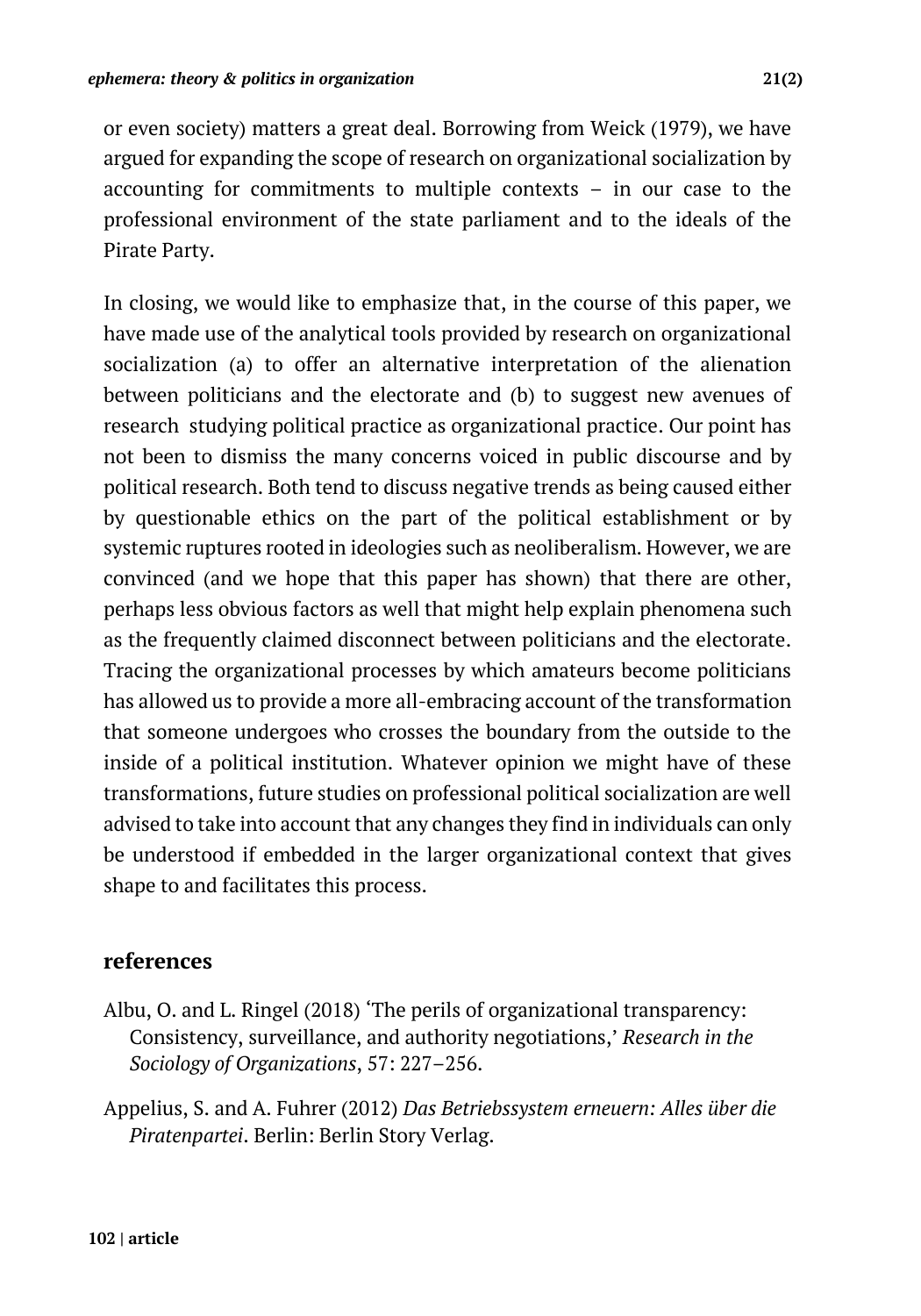or even society) matters a great deal. Borrowing from Weick (1979), we have argued for expanding the scope of research on organizational socialization by accounting for commitments to multiple contexts – in our case to the professional environment of the state parliament and to the ideals of the Pirate Party.

In closing, we would like to emphasize that, in the course of this paper, we have made use of the analytical tools provided by research on organizational socialization (a) to offer an alternative interpretation of the alienation between politicians and the electorate and (b) to suggest new avenues of research studying political practice as organizational practice. Our point has not been to dismiss the many concerns voiced in public discourse and by political research. Both tend to discuss negative trends as being caused either by questionable ethics on the part of the political establishment or by systemic ruptures rooted in ideologies such as neoliberalism. However, we are convinced (and we hope that this paper has shown) that there are other, perhaps less obvious factors as well that might help explain phenomena such as the frequently claimed disconnect between politicians and the electorate. Tracing the organizational processes by which amateurs become politicians has allowed us to provide a more all-embracing account of the transformation that someone undergoes who crosses the boundary from the outside to the inside of a political institution. Whatever opinion we might have of these transformations, future studies on professional political socialization are well advised to take into account that any changes they find in individuals can only be understood if embedded in the larger organizational context that gives shape to and facilitates this process.

## references

Albu, O. and L. Ringel (2018) 'The perils of organizational transparency: Consistency, surveillance, and authority negotiations,' *Research in the Sociology of Organizations*, 57: 227–256.

Appelius, S. and A. Fuhrer (2012) *Das Betriebssystem erneuern: Alles über die Piratenpartei*. Berlin: Berlin Story Verlag.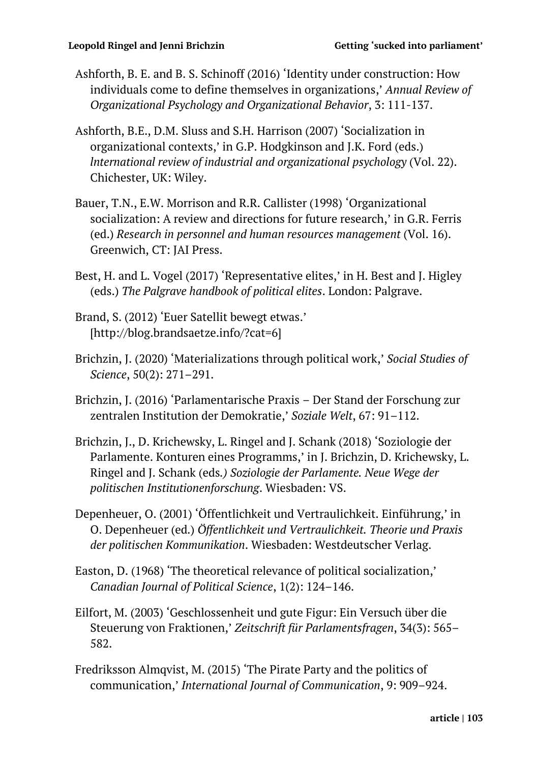Ashforth, B. E. and B. S. Schinoff (2016) 'Identity under construction: How individuals come to define themselves in organizations,' *Annual Review of Organizational Psychology and Organizational Behavior*, 3: 111-137.

Ashforth, B.E., D.M. Sluss and S.H. Harrison (2007) 'Socialization in organizational contexts,' in G.P. Hodgkinson and J.K. Ford (eds.) *lnternational review of industrial and organizational psychology* (Vol. 22). Chichester, UK: Wiley.

Bauer, T.N., E.W. Morrison and R.R. Callister (1998) 'Organizational socialization: A review and directions for future research,' in G.R. Ferris (ed.) *Research in personnel and human resources management* (Vol. 16). Greenwich, CT: JAI Press.

Best, H. and L. Vogel (2017) 'Representative elites,' in H. Best and J. Higley (eds.) *The Palgrave handbook of political elites*. London: Palgrave.

Brand, S. (2012) 'Euer Satellit bewegt etwas.' [http://blog.brandsaetze.info/?cat=6]

Brichzin, J. (2020) 'Materializations through political work,' *Social Studies of Science*, 50(2): 271–291.

Brichzin, J. (2016) 'Parlamentarische Praxis – Der Stand der Forschung zur zentralen Institution der Demokratie,' *Soziale Welt*, 67: 91–112.

Brichzin, J., D. Krichewsky, L. Ringel and J. Schank (2018) 'Soziologie der Parlamente. Konturen eines Programms,' in J. Brichzin, D. Krichewsky, L. Ringel and J. Schank (eds*.) Soziologie der Parlamente. Neue Wege der politischen Institutionenforschung*. Wiesbaden: VS.

Depenheuer, O. (2001) 'Öffentlichkeit und Vertraulichkeit. Einführung,' in O. Depenheuer (ed.) *Öffentlichkeit und Vertraulichkeit. Theorie und Praxis der politischen Kommunikation*. Wiesbaden: Westdeutscher Verlag.

Easton, D. (1968) 'The theoretical relevance of political socialization,' *Canadian Journal of Political Science*, 1(2): 124–146.

Eilfort, M. (2003) 'Geschlossenheit und gute Figur: Ein Versuch über die Steuerung von Fraktionen,' *Zeitschrift für Parlamentsfragen*, 34(3): 565–582.

Fredriksson Almqvist, M. (2015) 'The Pirate Party and the politics of communication,' *International Journal of Communication*, 9: 909–924.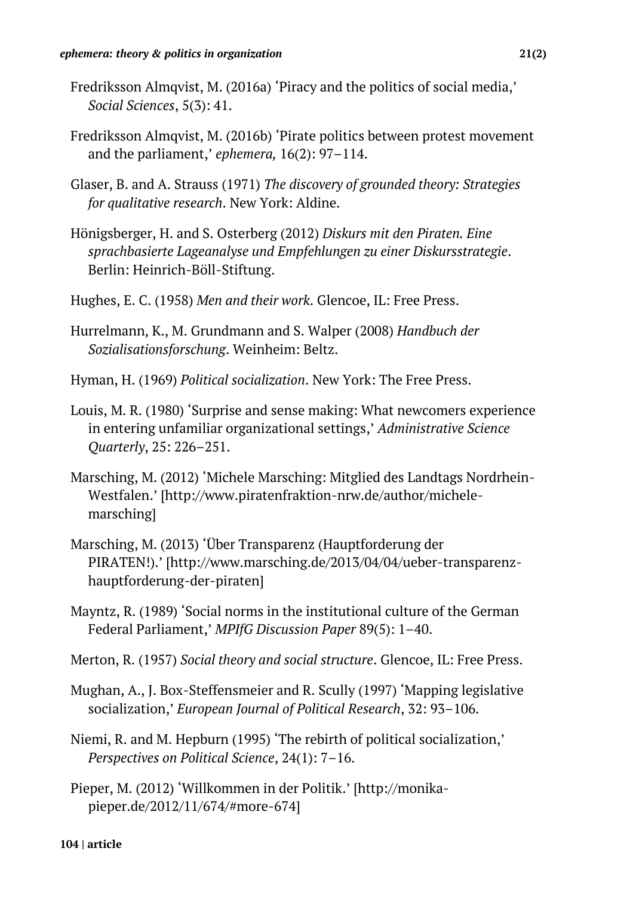Fredriksson Almqvist, M. (2016a) 'Piracy and the politics of social media,' *Social Sciences*, 5(3): 41.

Fredriksson Almqvist, M. (2016b) 'Pirate politics between protest movement and the parliament,' *ephemera,* 16(2): 97–114.

Glaser, B. and A. Strauss (1971) *The discovery of grounded theory: Strategies for qualitative research*. New York: Aldine.

Hönigsberger, H. and S. Osterberg (2012) *Diskurs mit den Piraten. Eine sprachbasierte Lageanalyse und Empfehlungen zu einer Diskursstrategie*. Berlin: Heinrich-Böll-Stiftung.

Hughes, E. C. (1958) *Men and their work*. Glencoe, IL: Free Press.

Hurrelmann, K., M. Grundmann and S. Walper (2008) *Handbuch der Sozialisationsforschung*. Weinheim: Beltz.

Hyman, H. (1969) *Political socialization*. New York: The Free Press.

Louis, M. R. (1980) 'Surprise and sense making: What newcomers experience in entering unfamiliar organizational settings,' *Administrative Science Quarterly*, 25: 226–251.

Marsching, M. (2012) 'Michele Marsching: Mitglied des Landtags Nordrhein-Westfalen.' [http://www.piratenfraktion-nrw.de/author/michele-marsching]

Marsching, M. (2013) 'Über Transparenz (Hauptforderung der PIRATEN!).' [http://www.marsching.de/2013/04/04/ueber-transparenz-hauptforderung-der-piraten]

Mayntz, R. (1989) 'Social norms in the institutional culture of the German Federal Parliament,' *MPIfG Discussion Paper* 89(5): 1–40.

Merton, R. (1957) *Social theory and social structure*. Glencoe, IL: Free Press.

Mughan, A., J. Box-Steffensmeier and R. Scully (1997) 'Mapping legislative socialization,' *European Journal of Political Research*, 32: 93–106.

Niemi, R. and M. Hepburn (1995) 'The rebirth of political socialization,' *Perspectives on Political Science*, 24(1): 7–16.

Pieper, M. (2012) 'Willkommen in der Politik.' [http://monika-pieper.de/2012/11/674/#more-674]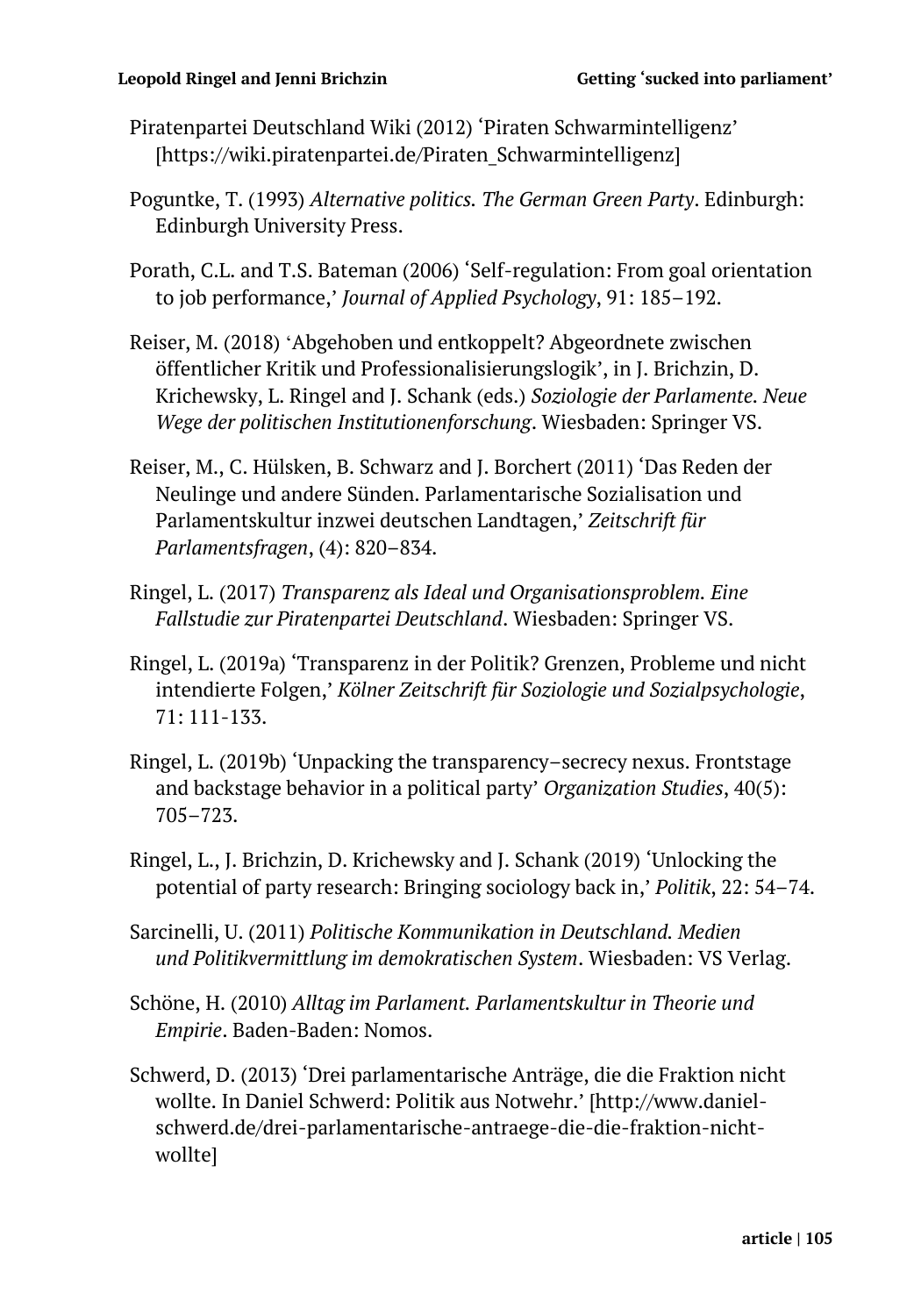Piratenpartei Deutschland Wiki (2012) 'Piraten Schwarmintelligenz' [https://wiki.piratenpartei.de/Piraten_Schwarmintelligenz]

Poguntke, T. (1993) *Alternative politics. The German Green Party*. Edinburgh: Edinburgh University Press.

Porath, C.L. and T.S. Bateman (2006) 'Self-regulation: From goal orientation to job performance,' *Journal of Applied Psychology*, 91: 185–192.

Reiser, M. (2018) 'Abgehoben und entkoppelt? Abgeordnete zwischen öffentlicher Kritik und Professionalisierungslogik', in J. Brichzin, D. Krichewsky, L. Ringel and J. Schank (eds.) *Soziologie der Parlamente. Neue Wege der politischen Institutionenforschung*. Wiesbaden: Springer VS.

Reiser, M., C. Hülsken, B. Schwarz and J. Borchert (2011) 'Das Reden der Neulinge und andere Sünden. Parlamentarische Sozialisation und Parlamentskultur inzwei deutschen Landtagen,' *Zeitschrift für Parlamentsfragen*, (4): 820–834.

Ringel, L. (2017) *Transparenz als Ideal und Organisationsproblem. Eine Fallstudie zur Piratenpartei Deutschland*. Wiesbaden: Springer VS.

Ringel, L. (2019a) 'Transparenz in der Politik? Grenzen, Probleme und nicht intendierte Folgen,' *Kölner Zeitschrift für Soziologie und Sozialpsychologie*, 71: 111-133.

Ringel, L. (2019b) 'Unpacking the transparency–secrecy nexus. Frontstage and backstage behavior in a political party' *Organization Studies*, 40(5): 705–723.

Ringel, L., J. Brichzin, D. Krichewsky and J. Schank (2019) 'Unlocking the potential of party research: Bringing sociology back in,' *Politik*, 22: 54–74.

Sarcinelli, U. (2011) *Politische Kommunikation in Deutschland. Medien und Politikvermittlung im demokratischen System*. Wiesbaden: VS Verlag.

Schöne, H. (2010) *Alltag im Parlament. Parlamentskultur in Theorie und Empirie*. Baden-Baden: Nomos.

Schwerd, D. (2013) 'Drei parlamentarische Anträge, die die Fraktion nicht wollte. In Daniel Schwerd: Politik aus Notwehr.' [http://www.daniel-schwerd.de/drei-parlamentarische-antraege-die-die-fraktion-nicht-wollte]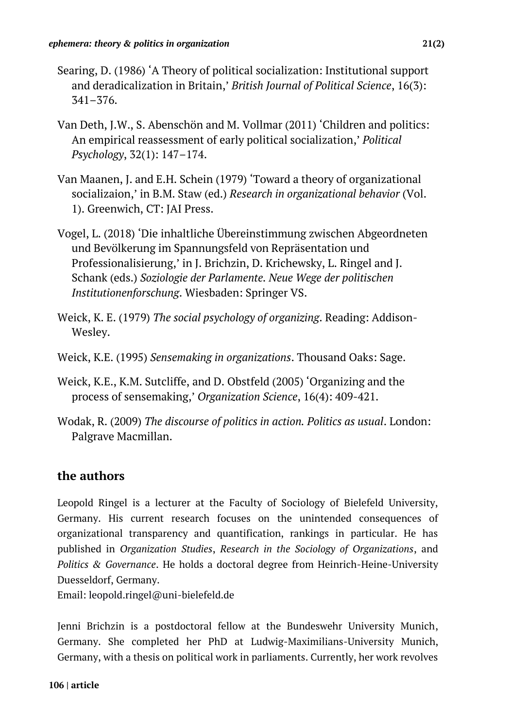Searing, D. (1986) 'A Theory of political socialization: Institutional support and deradicalization in Britain,' *British Journal of Political Science*, 16(3): 341–376.

Van Deth, J.W., S. Abenschön and M. Vollmar (2011) 'Children and politics: An empirical reassessment of early political socialization,' *Political Psychology*, 32(1): 147–174.

Van Maanen, J. and E.H. Schein (1979) 'Toward a theory of organizational socializaion,' in B.M. Staw (ed.) *Research in organizational behavior* (Vol. 1). Greenwich, CT: JAI Press.

Vogel, L. (2018) 'Die inhaltliche Übereinstimmung zwischen Abgeordneten und Bevölkerung im Spannungsfeld von Repräsentation und Professionalisierung,' in J. Brichzin, D. Krichewsky, L. Ringel and J. Schank (eds.) *Soziologie der Parlamente. Neue Wege der politischen Institutionenforschung*. Wiesbaden: Springer VS.

Weick, K. E. (1979) *The social psychology of organizing*. Reading: Addison-Wesley.

Weick, K.E. (1995) *Sensemaking in organizations*. Thousand Oaks: Sage.

Weick, K.E., K.M. Sutcliffe, and D. Obstfeld (2005) 'Organizing and the process of sensemaking,' *Organization Science*, 16(4): 409-421.

Wodak, R. (2009) *The discourse of politics in action. Politics as usual*. London: Palgrave Macmillan.

## the authors

Leopold Ringel is a lecturer at the Faculty of Sociology of Bielefeld University, Germany. His current research focuses on the unintended consequences of organizational transparency and quantification, rankings in particular. He has published in *Organization Studies*, *Research in the Sociology of Organizations*, and *Politics & Governance*. He holds a doctoral degree from Heinrich-Heine-University Duesseldorf, Germany.
Email: leopold.ringel@uni-bielefeld.de

Jenni Brichzin is a postdoctoral fellow at the Bundeswehr University Munich, Germany. She completed her PhD at Ludwig-Maximilians-University Munich, Germany, with a thesis on political work in parliaments. Currently, her work revolves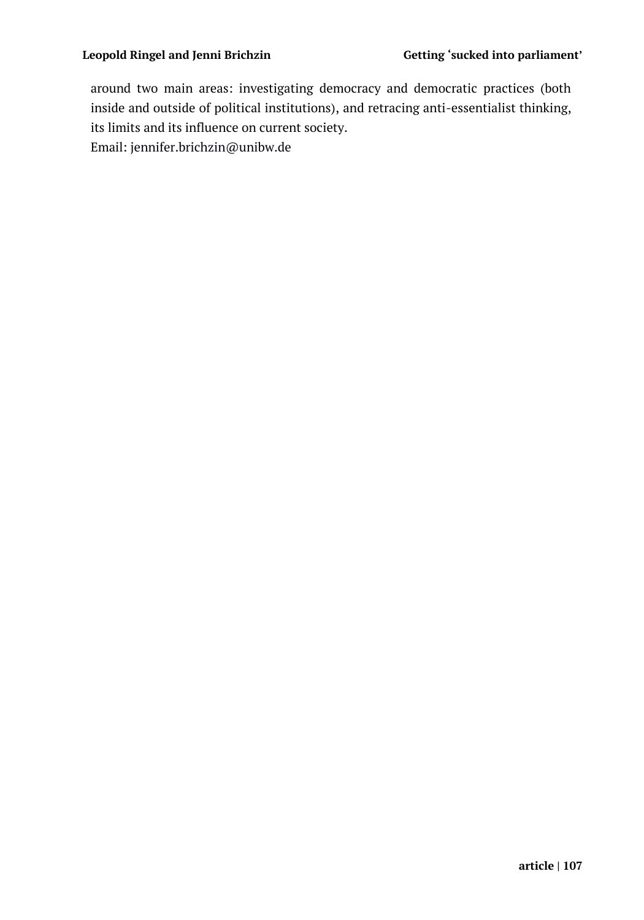around two main areas: investigating democracy and democratic practices (both inside and outside of political institutions), and retracing anti-essentialist thinking, its limits and its influence on current society.
Email: jennifer.brichzin@unibw.de